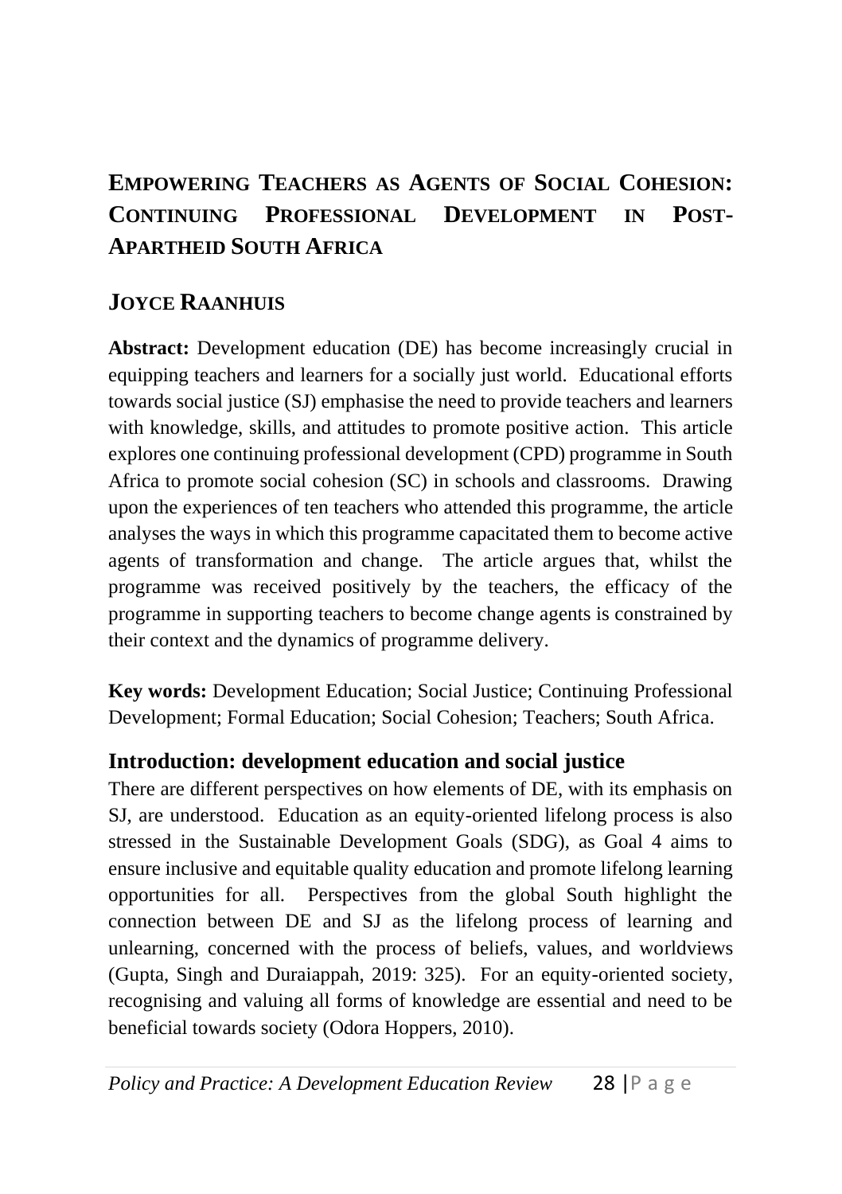# EMPOWERING TEACHERS AS AGENTS OF SOCIAL COHESION: CONTINUING PROFESSIONAL DEVELOPMENT IN POST-APARTHEID SOUTH AFRICA

## JOYCE RAANHUIS

**Abstract:** Development education (DE) has become increasingly crucial in equipping teachers and learners for a socially just world. Educational efforts towards social justice (SJ) emphasise the need to provide teachers and learners with knowledge, skills, and attitudes to promote positive action. This article explores one continuing professional development (CPD) programme in South Africa to promote social cohesion (SC) in schools and classrooms. Drawing upon the experiences of ten teachers who attended this programme, the article analyses the ways in which this programme capacitated them to become active agents of transformation and change. The article argues that, whilst the programme was received positively by the teachers, the efficacy of the programme in supporting teachers to become change agents is constrained by their context and the dynamics of programme delivery.

**Key words:** Development Education; Social Justice; Continuing Professional Development; Formal Education; Social Cohesion; Teachers; South Africa.

## Introduction: development education and social justice

There are different perspectives on how elements of DE, with its emphasis on SJ, are understood. Education as an equity-oriented lifelong process is also stressed in the Sustainable Development Goals (SDG), as Goal 4 aims to ensure inclusive and equitable quality education and promote lifelong learning opportunities for all. Perspectives from the global South highlight the connection between DE and SJ as the lifelong process of learning and unlearning, concerned with the process of beliefs, values, and worldviews (Gupta, Singh and Duraiappah, 2019: 325). For an equity-oriented society, recognising and valuing all forms of knowledge are essential and need to be beneficial towards society (Odora Hoppers, 2010).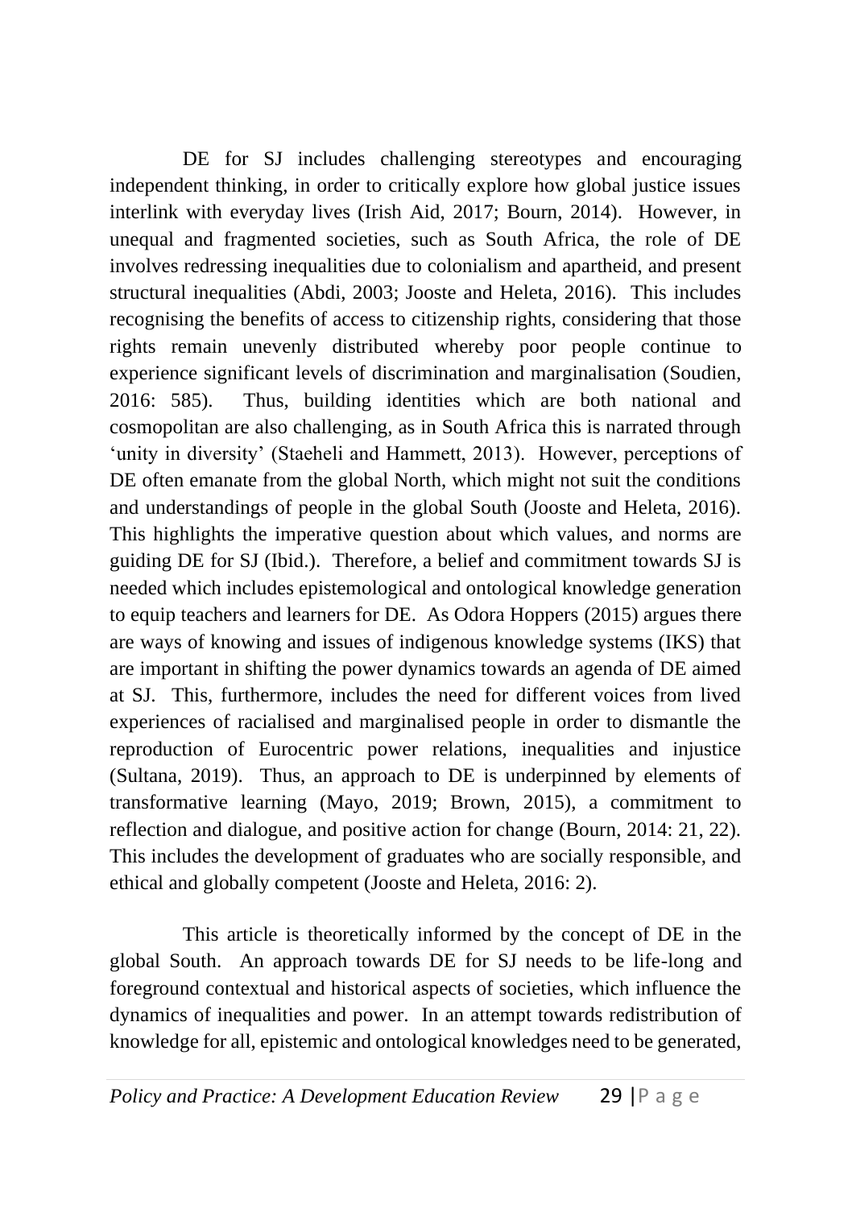DE for SJ includes challenging stereotypes and encouraging independent thinking, in order to critically explore how global justice issues interlink with everyday lives (Irish Aid, 2017; Bourn, 2014). However, in unequal and fragmented societies, such as South Africa, the role of DE involves redressing inequalities due to colonialism and apartheid, and present structural inequalities (Abdi, 2003; Jooste and Heleta, 2016). This includes recognising the benefits of access to citizenship rights, considering that those rights remain unevenly distributed whereby poor people continue to experience significant levels of discrimination and marginalisation (Soudien, 2016: 585). Thus, building identities which are both national and cosmopolitan are also challenging, as in South Africa this is narrated through 'unity in diversity' (Staeheli and Hammett, 2013). However, perceptions of DE often emanate from the global North, which might not suit the conditions and understandings of people in the global South (Jooste and Heleta, 2016). This highlights the imperative question about which values, and norms are guiding DE for SJ (Ibid.). Therefore, a belief and commitment towards SJ is needed which includes epistemological and ontological knowledge generation to equip teachers and learners for DE. As Odora Hoppers (2015) argues there are ways of knowing and issues of indigenous knowledge systems (IKS) that are important in shifting the power dynamics towards an agenda of DE aimed at SJ. This, furthermore, includes the need for different voices from lived experiences of racialised and marginalised people in order to dismantle the reproduction of Eurocentric power relations, inequalities and injustice (Sultana, 2019). Thus, an approach to DE is underpinned by elements of transformative learning (Mayo, 2019; Brown, 2015), a commitment to reflection and dialogue, and positive action for change (Bourn, 2014: 21, 22). This includes the development of graduates who are socially responsible, and ethical and globally competent (Jooste and Heleta, 2016: 2).

This article is theoretically informed by the concept of DE in the global South. An approach towards DE for SJ needs to be life-long and foreground contextual and historical aspects of societies, which influence the dynamics of inequalities and power. In an attempt towards redistribution of knowledge for all, epistemic and ontological knowledges need to be generated,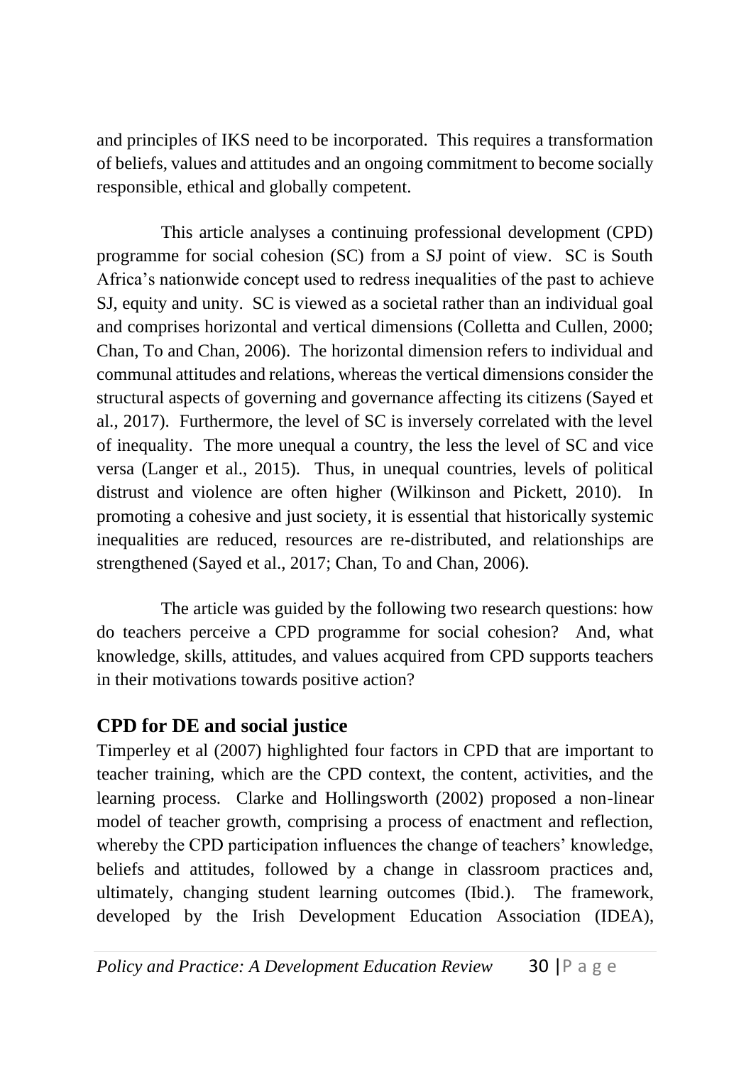and principles of IKS need to be incorporated. This requires a transformation of beliefs, values and attitudes and an ongoing commitment to become socially responsible, ethical and globally competent.

This article analyses a continuing professional development (CPD) programme for social cohesion (SC) from a SJ point of view. SC is South Africa's nationwide concept used to redress inequalities of the past to achieve SJ, equity and unity. SC is viewed as a societal rather than an individual goal and comprises horizontal and vertical dimensions (Colletta and Cullen, 2000; Chan, To and Chan, 2006). The horizontal dimension refers to individual and communal attitudes and relations, whereas the vertical dimensions consider the structural aspects of governing and governance affecting its citizens (Sayed et al., 2017). Furthermore, the level of SC is inversely correlated with the level of inequality. The more unequal a country, the less the level of SC and vice versa (Langer et al., 2015). Thus, in unequal countries, levels of political distrust and violence are often higher (Wilkinson and Pickett, 2010). In promoting a cohesive and just society, it is essential that historically systemic inequalities are reduced, resources are re-distributed, and relationships are strengthened (Sayed et al., 2017; Chan, To and Chan, 2006).

The article was guided by the following two research questions: how do teachers perceive a CPD programme for social cohesion? And, what knowledge, skills, attitudes, and values acquired from CPD supports teachers in their motivations towards positive action?

## CPD for DE and social justice

Timperley et al (2007) highlighted four factors in CPD that are important to teacher training, which are the CPD context, the content, activities, and the learning process. Clarke and Hollingsworth (2002) proposed a non-linear model of teacher growth, comprising a process of enactment and reflection, whereby the CPD participation influences the change of teachers' knowledge, beliefs and attitudes, followed by a change in classroom practices and, ultimately, changing student learning outcomes (Ibid.). The framework, developed by the Irish Development Education Association (IDEA),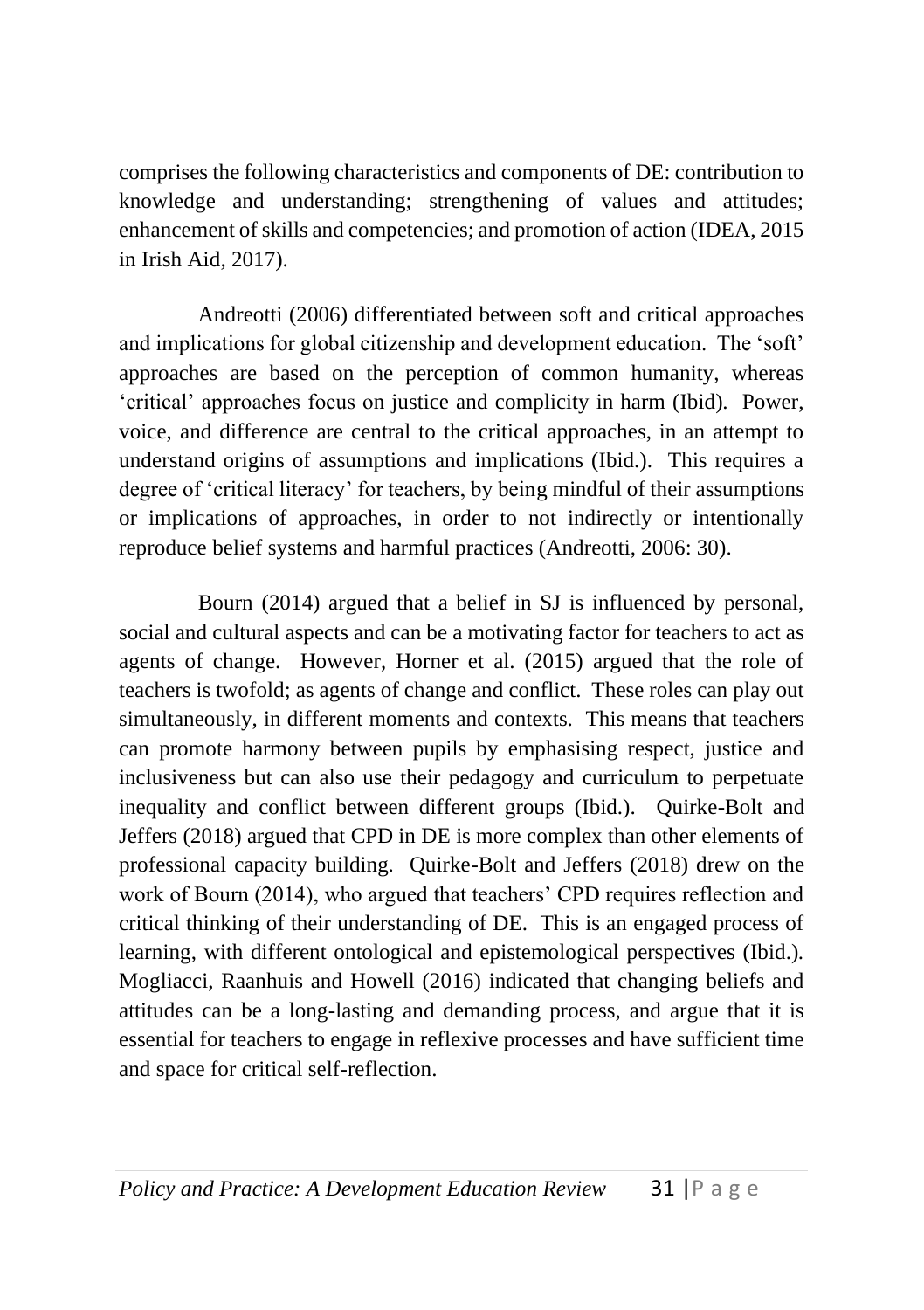comprises the following characteristics and components of DE: contribution to knowledge and understanding; strengthening of values and attitudes; enhancement of skills and competencies; and promotion of action (IDEA, 2015 in Irish Aid, 2017).

Andreotti (2006) differentiated between soft and critical approaches and implications for global citizenship and development education. The 'soft' approaches are based on the perception of common humanity, whereas 'critical' approaches focus on justice and complicity in harm (Ibid). Power, voice, and difference are central to the critical approaches, in an attempt to understand origins of assumptions and implications (Ibid.). This requires a degree of 'critical literacy' for teachers, by being mindful of their assumptions or implications of approaches, in order to not indirectly or intentionally reproduce belief systems and harmful practices (Andreotti, 2006: 30).

Bourn (2014) argued that a belief in SJ is influenced by personal, social and cultural aspects and can be a motivating factor for teachers to act as agents of change. However, Horner et al. (2015) argued that the role of teachers is twofold; as agents of change and conflict. These roles can play out simultaneously, in different moments and contexts. This means that teachers can promote harmony between pupils by emphasising respect, justice and inclusiveness but can also use their pedagogy and curriculum to perpetuate inequality and conflict between different groups (Ibid.). Quirke-Bolt and Jeffers (2018) argued that CPD in DE is more complex than other elements of professional capacity building. Quirke-Bolt and Jeffers (2018) drew on the work of Bourn (2014), who argued that teachers' CPD requires reflection and critical thinking of their understanding of DE. This is an engaged process of learning, with different ontological and epistemological perspectives (Ibid.). Mogliacci, Raanhuis and Howell (2016) indicated that changing beliefs and attitudes can be a long-lasting and demanding process, and argue that it is essential for teachers to engage in reflexive processes and have sufficient time and space for critical self-reflection.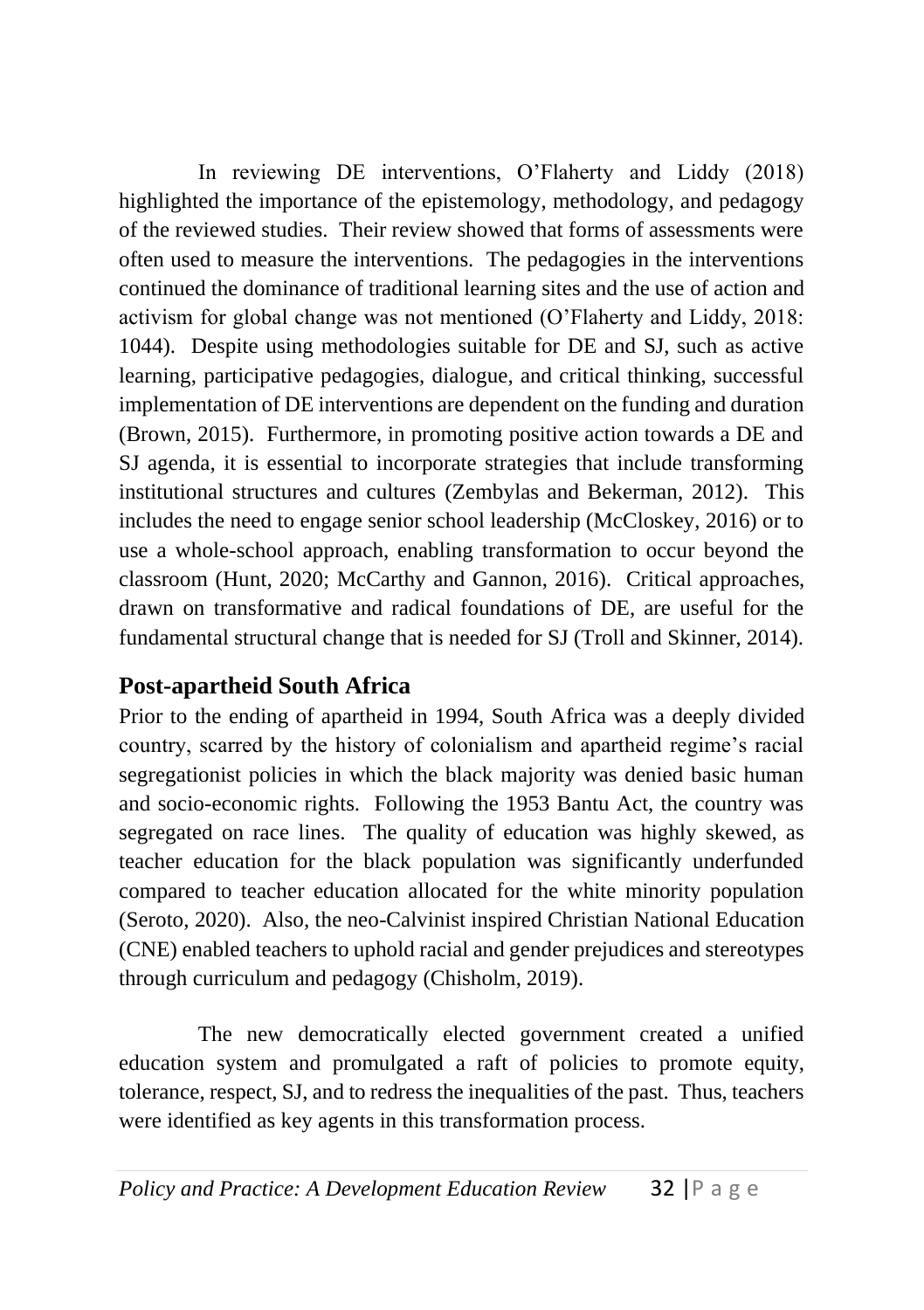In reviewing DE interventions, O'Flaherty and Liddy (2018) highlighted the importance of the epistemology, methodology, and pedagogy of the reviewed studies. Their review showed that forms of assessments were often used to measure the interventions. The pedagogies in the interventions continued the dominance of traditional learning sites and the use of action and activism for global change was not mentioned (O'Flaherty and Liddy, 2018: 1044). Despite using methodologies suitable for DE and SJ, such as active learning, participative pedagogies, dialogue, and critical thinking, successful implementation of DE interventions are dependent on the funding and duration (Brown, 2015). Furthermore, in promoting positive action towards a DE and SJ agenda, it is essential to incorporate strategies that include transforming institutional structures and cultures (Zembylas and Bekerman, 2012). This includes the need to engage senior school leadership (McCloskey, 2016) or to use a whole-school approach, enabling transformation to occur beyond the classroom (Hunt, 2020; McCarthy and Gannon, 2016). Critical approaches, drawn on transformative and radical foundations of DE, are useful for the fundamental structural change that is needed for SJ (Troll and Skinner, 2014).

## Post-apartheid South Africa

Prior to the ending of apartheid in 1994, South Africa was a deeply divided country, scarred by the history of colonialism and apartheid regime's racial segregationist policies in which the black majority was denied basic human and socio-economic rights. Following the 1953 Bantu Act, the country was segregated on race lines. The quality of education was highly skewed, as teacher education for the black population was significantly underfunded compared to teacher education allocated for the white minority population (Seroto, 2020). Also, the neo-Calvinist inspired Christian National Education (CNE) enabled teachers to uphold racial and gender prejudices and stereotypes through curriculum and pedagogy (Chisholm, 2019).

The new democratically elected government created a unified education system and promulgated a raft of policies to promote equity, tolerance, respect, SJ, and to redress the inequalities of the past. Thus, teachers were identified as key agents in this transformation process.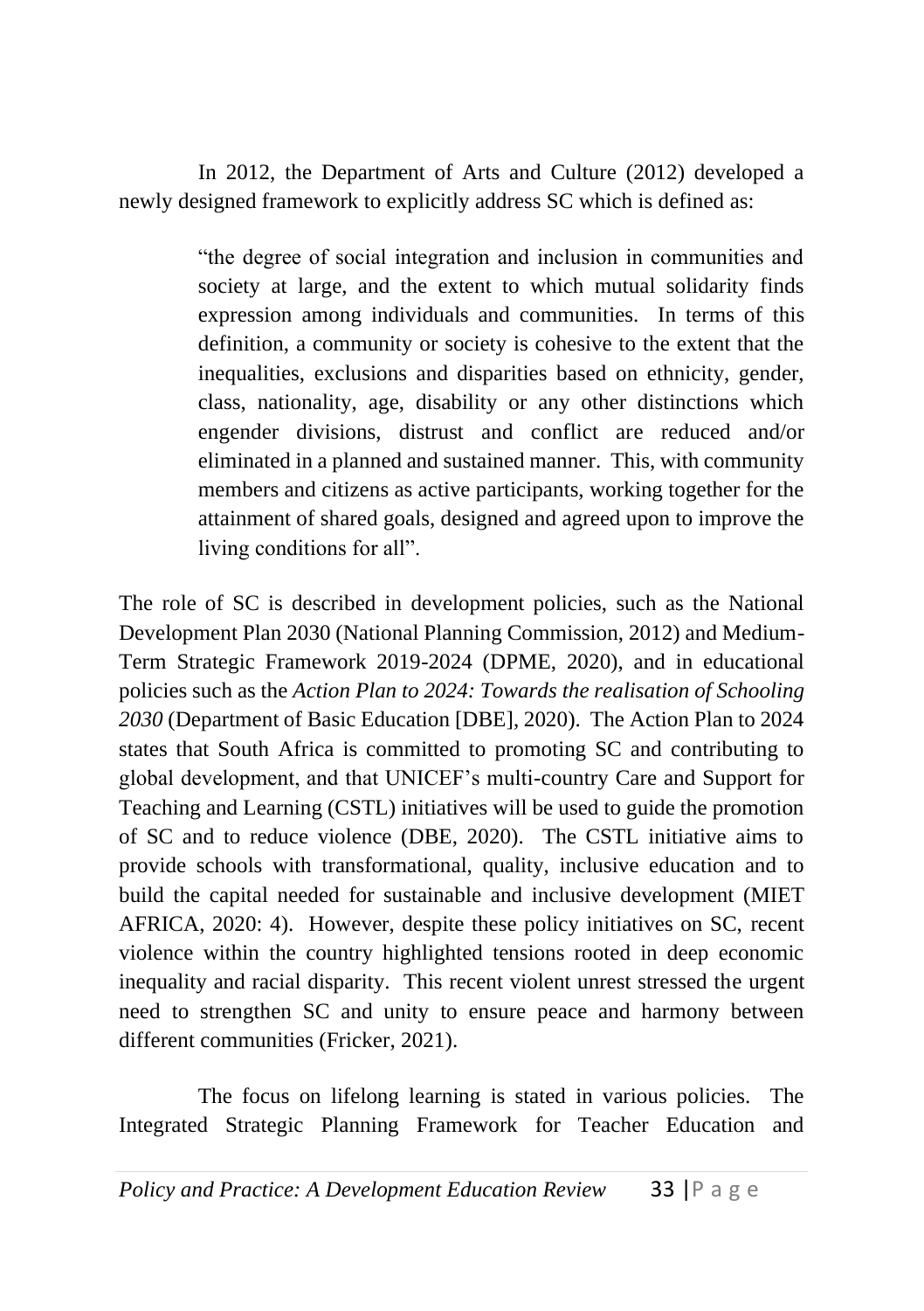In 2012, the Department of Arts and Culture (2012) developed a newly designed framework to explicitly address SC which is defined as:

> "the degree of social integration and inclusion in communities and society at large, and the extent to which mutual solidarity finds expression among individuals and communities. In terms of this definition, a community or society is cohesive to the extent that the inequalities, exclusions and disparities based on ethnicity, gender, class, nationality, age, disability or any other distinctions which engender divisions, distrust and conflict are reduced and/or eliminated in a planned and sustained manner. This, with community members and citizens as active participants, working together for the attainment of shared goals, designed and agreed upon to improve the living conditions for all".

The role of SC is described in development policies, such as the National Development Plan 2030 (National Planning Commission, 2012) and Medium-Term Strategic Framework 2019-2024 (DPME, 2020), and in educational policies such as the *Action Plan to 2024: Towards the realisation of Schooling 2030* (Department of Basic Education [DBE], 2020). The Action Plan to 2024 states that South Africa is committed to promoting SC and contributing to global development, and that UNICEF's multi-country Care and Support for Teaching and Learning (CSTL) initiatives will be used to guide the promotion of SC and to reduce violence (DBE, 2020). The CSTL initiative aims to provide schools with transformational, quality, inclusive education and to build the capital needed for sustainable and inclusive development (MIET AFRICA, 2020: 4). However, despite these policy initiatives on SC, recent violence within the country highlighted tensions rooted in deep economic inequality and racial disparity. This recent violent unrest stressed the urgent need to strengthen SC and unity to ensure peace and harmony between different communities (Fricker, 2021).

The focus on lifelong learning is stated in various policies. The Integrated Strategic Planning Framework for Teacher Education and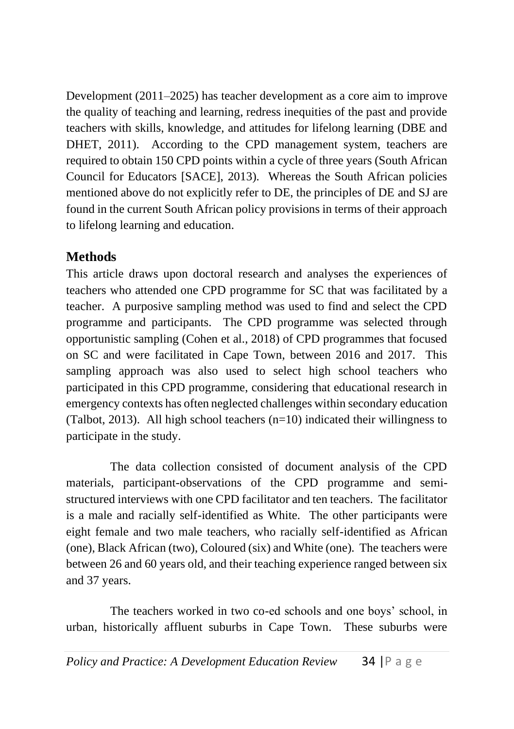Development (2011–2025) has teacher development as a core aim to improve the quality of teaching and learning, redress inequities of the past and provide teachers with skills, knowledge, and attitudes for lifelong learning (DBE and DHET, 2011). According to the CPD management system, teachers are required to obtain 150 CPD points within a cycle of three years (South African Council for Educators [SACE], 2013). Whereas the South African policies mentioned above do not explicitly refer to DE, the principles of DE and SJ are found in the current South African policy provisions in terms of their approach to lifelong learning and education.

## Methods

This article draws upon doctoral research and analyses the experiences of teachers who attended one CPD programme for SC that was facilitated by a teacher. A purposive sampling method was used to find and select the CPD programme and participants. The CPD programme was selected through opportunistic sampling (Cohen et al., 2018) of CPD programmes that focused on SC and were facilitated in Cape Town, between 2016 and 2017. This sampling approach was also used to select high school teachers who participated in this CPD programme, considering that educational research in emergency contexts has often neglected challenges within secondary education (Talbot, 2013). All high school teachers (n=10) indicated their willingness to participate in the study.

The data collection consisted of document analysis of the CPD materials, participant-observations of the CPD programme and semi-structured interviews with one CPD facilitator and ten teachers. The facilitator is a male and racially self-identified as White. The other participants were eight female and two male teachers, who racially self-identified as African (one), Black African (two), Coloured (six) and White (one). The teachers were between 26 and 60 years old, and their teaching experience ranged between six and 37 years.

The teachers worked in two co-ed schools and one boys' school, in urban, historically affluent suburbs in Cape Town. These suburbs were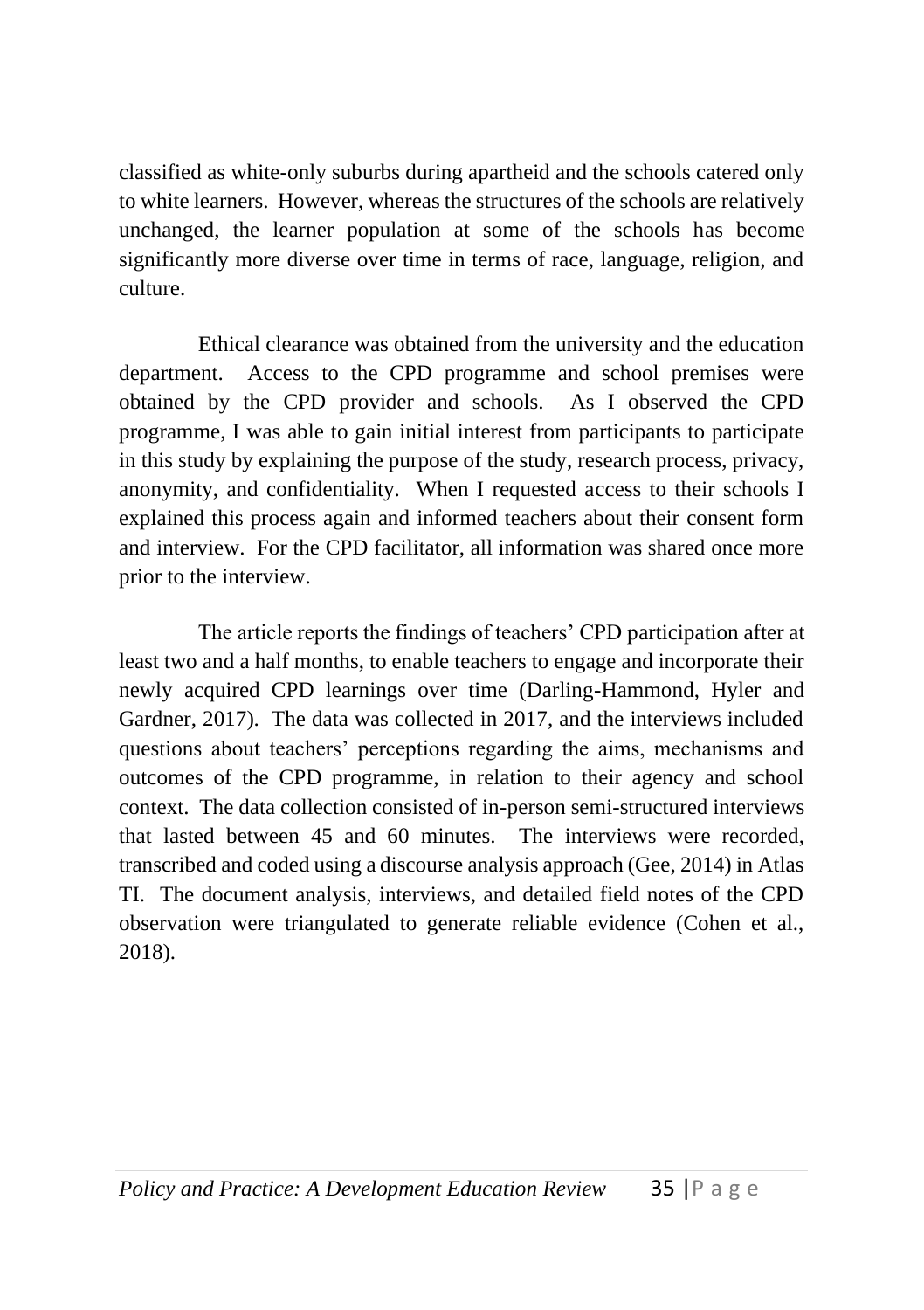classified as white-only suburbs during apartheid and the schools catered only to white learners. However, whereas the structures of the schools are relatively unchanged, the learner population at some of the schools has become significantly more diverse over time in terms of race, language, religion, and culture.

Ethical clearance was obtained from the university and the education department. Access to the CPD programme and school premises were obtained by the CPD provider and schools. As I observed the CPD programme, I was able to gain initial interest from participants to participate in this study by explaining the purpose of the study, research process, privacy, anonymity, and confidentiality. When I requested access to their schools I explained this process again and informed teachers about their consent form and interview. For the CPD facilitator, all information was shared once more prior to the interview.

The article reports the findings of teachers' CPD participation after at least two and a half months, to enable teachers to engage and incorporate their newly acquired CPD learnings over time (Darling-Hammond, Hyler and Gardner, 2017). The data was collected in 2017, and the interviews included questions about teachers' perceptions regarding the aims, mechanisms and outcomes of the CPD programme, in relation to their agency and school context. The data collection consisted of in-person semi-structured interviews that lasted between 45 and 60 minutes. The interviews were recorded, transcribed and coded using a discourse analysis approach (Gee, 2014) in Atlas TI. The document analysis, interviews, and detailed field notes of the CPD observation were triangulated to generate reliable evidence (Cohen et al., 2018).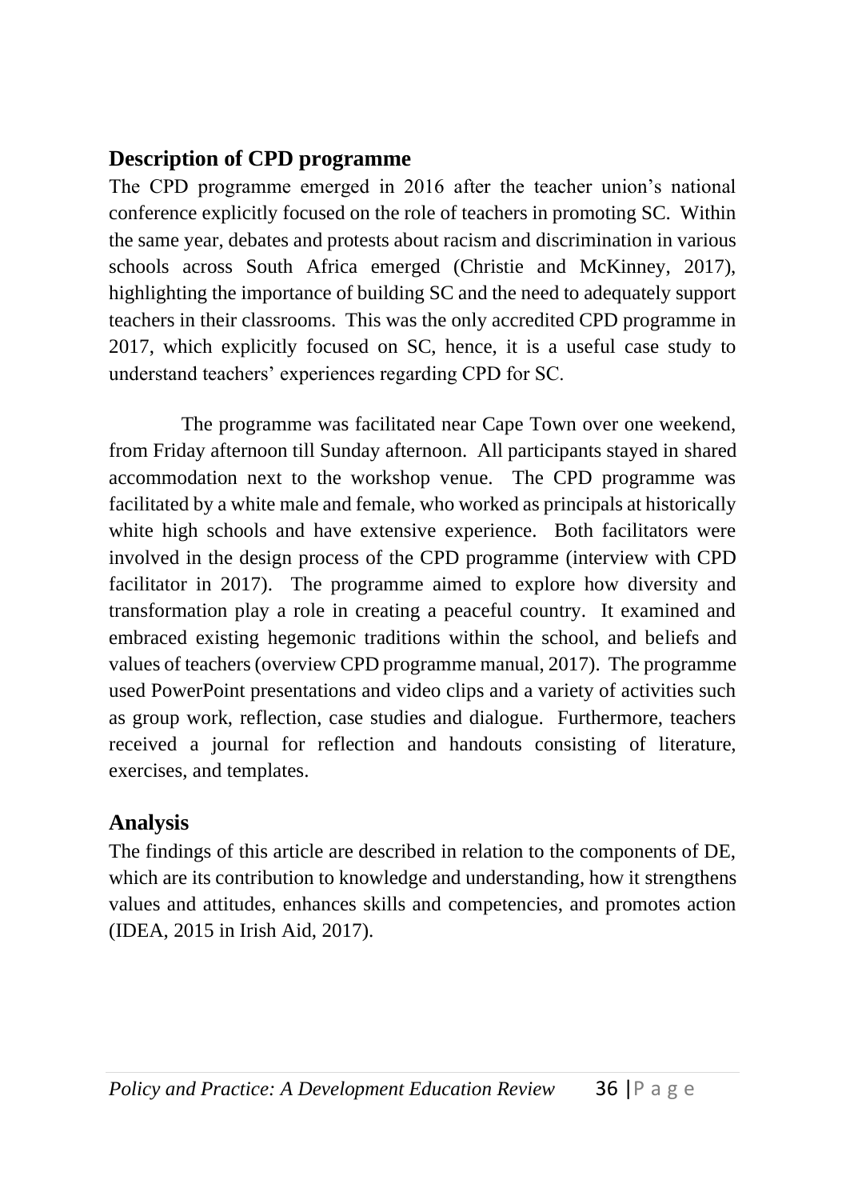## Description of CPD programme

The CPD programme emerged in 2016 after the teacher union's national conference explicitly focused on the role of teachers in promoting SC. Within the same year, debates and protests about racism and discrimination in various schools across South Africa emerged (Christie and McKinney, 2017), highlighting the importance of building SC and the need to adequately support teachers in their classrooms. This was the only accredited CPD programme in 2017, which explicitly focused on SC, hence, it is a useful case study to understand teachers' experiences regarding CPD for SC.

The programme was facilitated near Cape Town over one weekend, from Friday afternoon till Sunday afternoon. All participants stayed in shared accommodation next to the workshop venue. The CPD programme was facilitated by a white male and female, who worked as principals at historically white high schools and have extensive experience. Both facilitators were involved in the design process of the CPD programme (interview with CPD facilitator in 2017). The programme aimed to explore how diversity and transformation play a role in creating a peaceful country. It examined and embraced existing hegemonic traditions within the school, and beliefs and values of teachers (overview CPD programme manual, 2017). The programme used PowerPoint presentations and video clips and a variety of activities such as group work, reflection, case studies and dialogue. Furthermore, teachers received a journal for reflection and handouts consisting of literature, exercises, and templates.

## Analysis

The findings of this article are described in relation to the components of DE, which are its contribution to knowledge and understanding, how it strengthens values and attitudes, enhances skills and competencies, and promotes action (IDEA, 2015 in Irish Aid, 2017).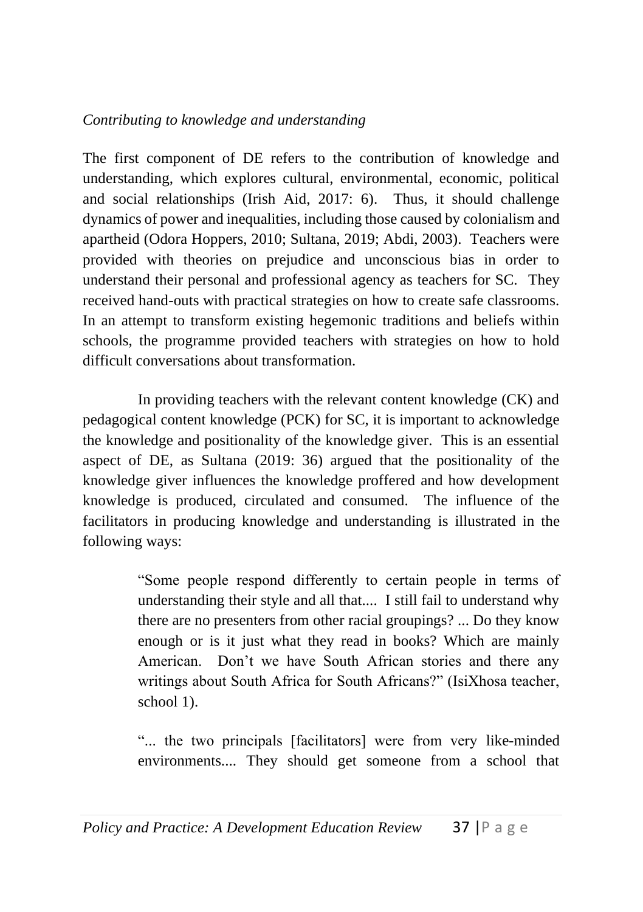*Contributing to knowledge and understanding*

The first component of DE refers to the contribution of knowledge and understanding, which explores cultural, environmental, economic, political and social relationships (Irish Aid, 2017: 6). Thus, it should challenge dynamics of power and inequalities, including those caused by colonialism and apartheid (Odora Hoppers, 2010; Sultana, 2019; Abdi, 2003). Teachers were provided with theories on prejudice and unconscious bias in order to understand their personal and professional agency as teachers for SC. They received hand-outs with practical strategies on how to create safe classrooms. In an attempt to transform existing hegemonic traditions and beliefs within schools, the programme provided teachers with strategies on how to hold difficult conversations about transformation.

In providing teachers with the relevant content knowledge (CK) and pedagogical content knowledge (PCK) for SC, it is important to acknowledge the knowledge and positionality of the knowledge giver. This is an essential aspect of DE, as Sultana (2019: 36) argued that the positionality of the knowledge giver influences the knowledge proffered and how development knowledge is produced, circulated and consumed. The influence of the facilitators in producing knowledge and understanding is illustrated in the following ways:

> "Some people respond differently to certain people in terms of understanding their style and all that.... I still fail to understand why there are no presenters from other racial groupings? ... Do they know enough or is it just what they read in books? Which are mainly American. Don't we have South African stories and there any writings about South Africa for South Africans?" (IsiXhosa teacher, school 1).

> "... the two principals [facilitators] were from very like-minded environments.... They should get someone from a school that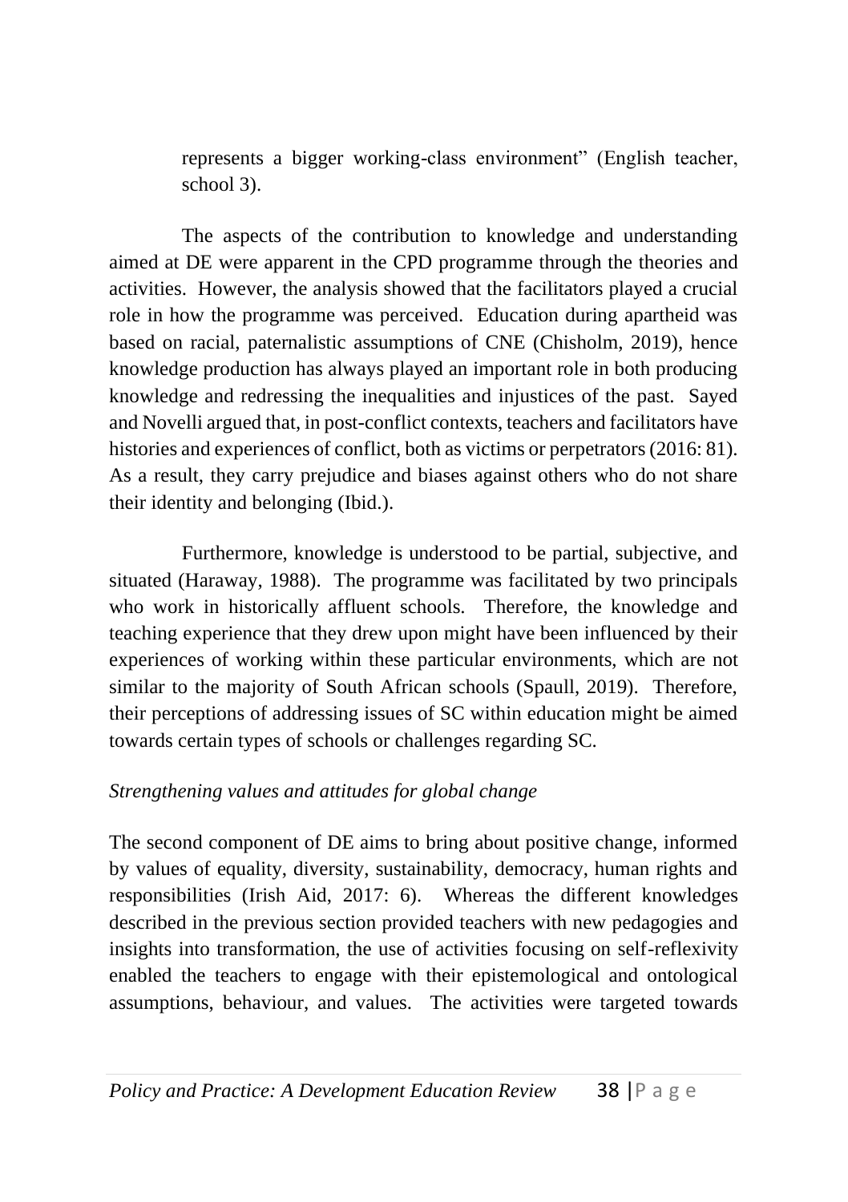represents a bigger working-class environment" (English teacher, school 3).

The aspects of the contribution to knowledge and understanding aimed at DE were apparent in the CPD programme through the theories and activities. However, the analysis showed that the facilitators played a crucial role in how the programme was perceived. Education during apartheid was based on racial, paternalistic assumptions of CNE (Chisholm, 2019), hence knowledge production has always played an important role in both producing knowledge and redressing the inequalities and injustices of the past. Sayed and Novelli argued that, in post-conflict contexts, teachers and facilitators have histories and experiences of conflict, both as victims or perpetrators (2016: 81). As a result, they carry prejudice and biases against others who do not share their identity and belonging (Ibid.).

Furthermore, knowledge is understood to be partial, subjective, and situated (Haraway, 1988). The programme was facilitated by two principals who work in historically affluent schools. Therefore, the knowledge and teaching experience that they drew upon might have been influenced by their experiences of working within these particular environments, which are not similar to the majority of South African schools (Spaull, 2019). Therefore, their perceptions of addressing issues of SC within education might be aimed towards certain types of schools or challenges regarding SC.

*Strengthening values and attitudes for global change*

The second component of DE aims to bring about positive change, informed by values of equality, diversity, sustainability, democracy, human rights and responsibilities (Irish Aid, 2017: 6). Whereas the different knowledges described in the previous section provided teachers with new pedagogies and insights into transformation, the use of activities focusing on self-reflexivity enabled the teachers to engage with their epistemological and ontological assumptions, behaviour, and values. The activities were targeted towards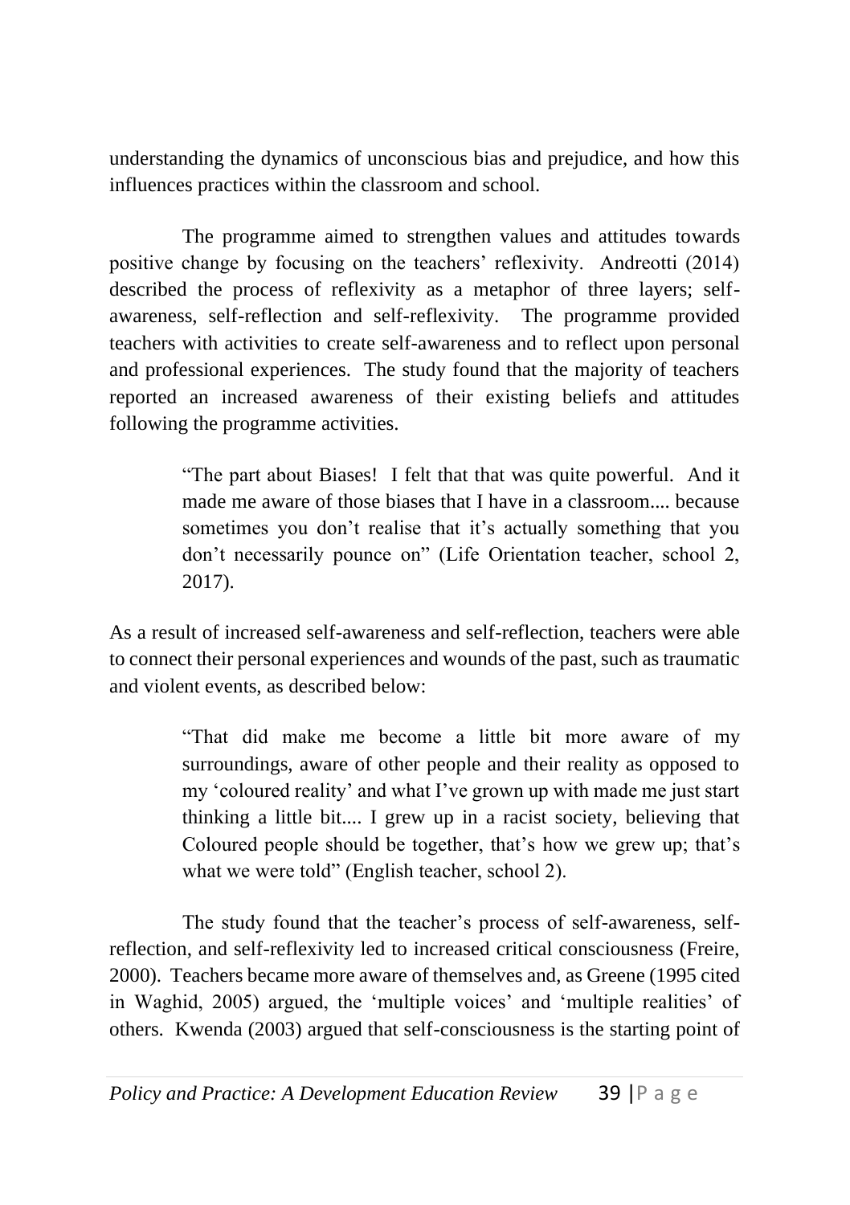understanding the dynamics of unconscious bias and prejudice, and how this influences practices within the classroom and school.

The programme aimed to strengthen values and attitudes towards positive change by focusing on the teachers' reflexivity. Andreotti (2014) described the process of reflexivity as a metaphor of three layers; self-awareness, self-reflection and self-reflexivity. The programme provided teachers with activities to create self-awareness and to reflect upon personal and professional experiences. The study found that the majority of teachers reported an increased awareness of their existing beliefs and attitudes following the programme activities.

> "The part about Biases! I felt that that was quite powerful. And it made me aware of those biases that I have in a classroom.... because sometimes you don't realise that it's actually something that you don't necessarily pounce on" (Life Orientation teacher, school 2, 2017).

As a result of increased self-awareness and self-reflection, teachers were able to connect their personal experiences and wounds of the past, such as traumatic and violent events, as described below:

> "That did make me become a little bit more aware of my surroundings, aware of other people and their reality as opposed to my 'coloured reality' and what I've grown up with made me just start thinking a little bit.... I grew up in a racist society, believing that Coloured people should be together, that's how we grew up; that's what we were told" (English teacher, school 2).

The study found that the teacher's process of self-awareness, self-reflection, and self-reflexivity led to increased critical consciousness (Freire, 2000). Teachers became more aware of themselves and, as Greene (1995 cited in Waghid, 2005) argued, the 'multiple voices' and 'multiple realities' of others. Kwenda (2003) argued that self-consciousness is the starting point of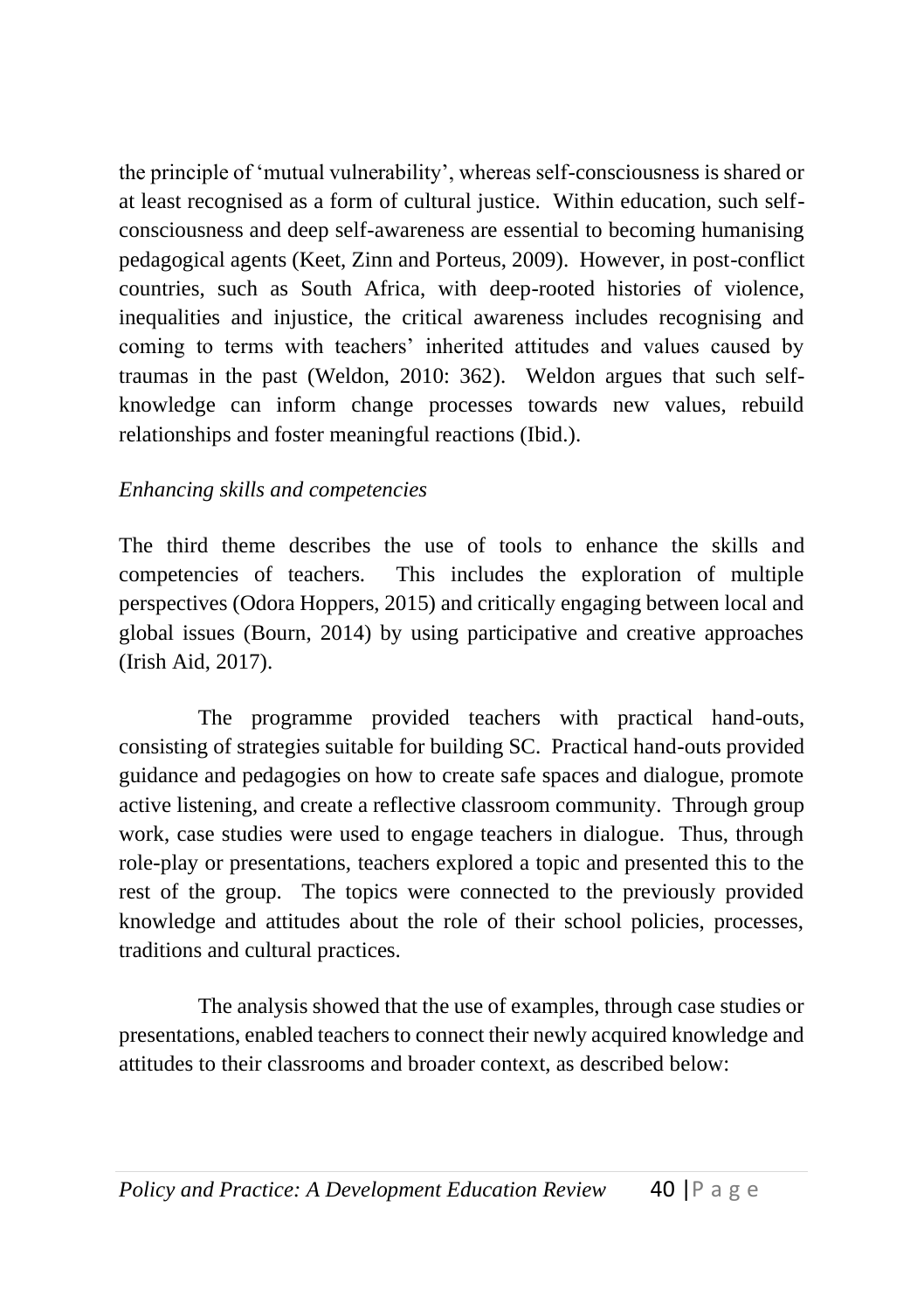the principle of 'mutual vulnerability', whereas self-consciousness is shared or at least recognised as a form of cultural justice. Within education, such self-consciousness and deep self-awareness are essential to becoming humanising pedagogical agents (Keet, Zinn and Porteus, 2009). However, in post-conflict countries, such as South Africa, with deep-rooted histories of violence, inequalities and injustice, the critical awareness includes recognising and coming to terms with teachers' inherited attitudes and values caused by traumas in the past (Weldon, 2010: 362). Weldon argues that such self-knowledge can inform change processes towards new values, rebuild relationships and foster meaningful reactions (Ibid.).

*Enhancing skills and competencies*

The third theme describes the use of tools to enhance the skills and competencies of teachers. This includes the exploration of multiple perspectives (Odora Hoppers, 2015) and critically engaging between local and global issues (Bourn, 2014) by using participative and creative approaches (Irish Aid, 2017).

The programme provided teachers with practical hand-outs, consisting of strategies suitable for building SC. Practical hand-outs provided guidance and pedagogies on how to create safe spaces and dialogue, promote active listening, and create a reflective classroom community. Through group work, case studies were used to engage teachers in dialogue. Thus, through role-play or presentations, teachers explored a topic and presented this to the rest of the group. The topics were connected to the previously provided knowledge and attitudes about the role of their school policies, processes, traditions and cultural practices.

The analysis showed that the use of examples, through case studies or presentations, enabled teachers to connect their newly acquired knowledge and attitudes to their classrooms and broader context, as described below: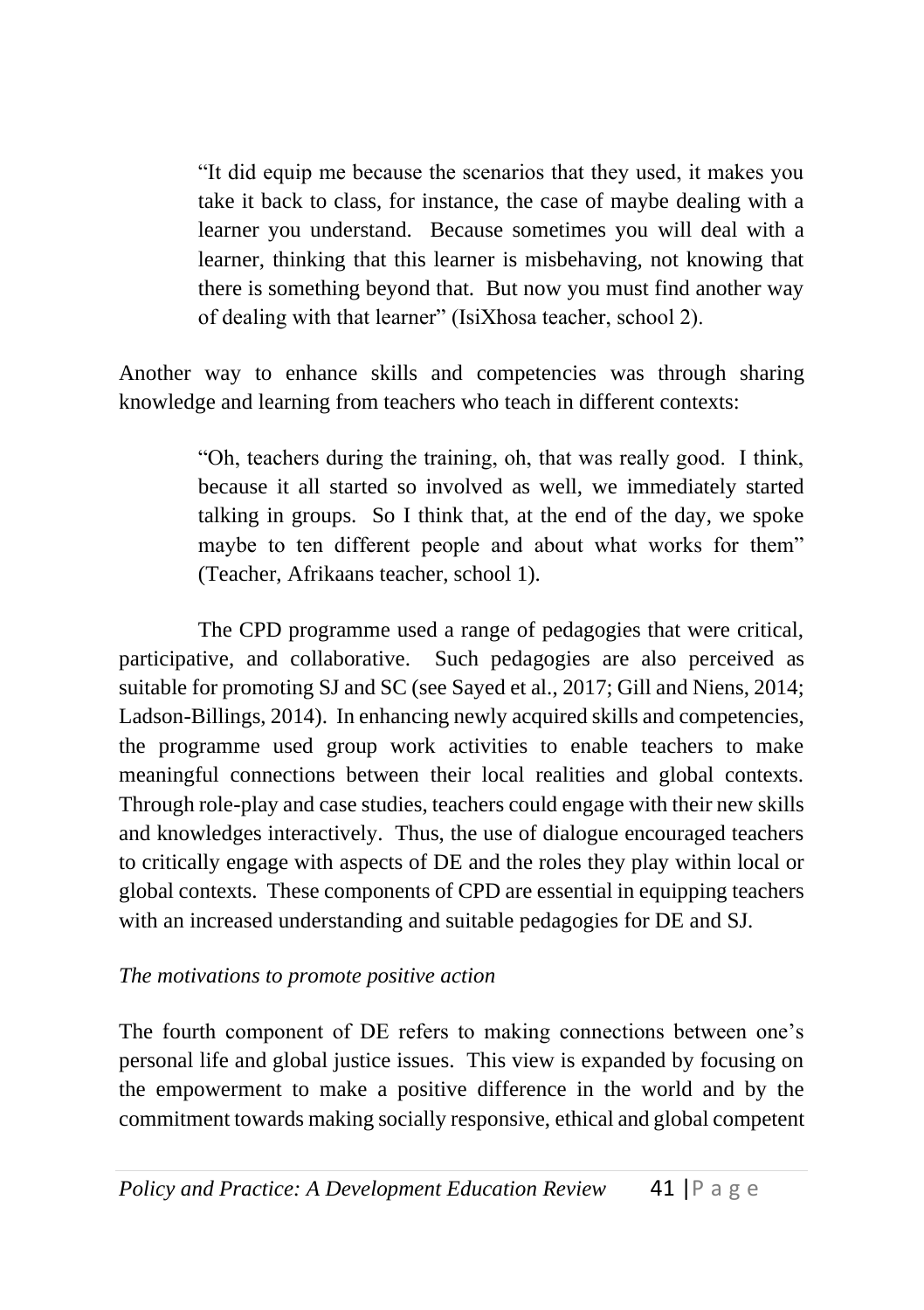> "It did equip me because the scenarios that they used, it makes you take it back to class, for instance, the case of maybe dealing with a learner you understand. Because sometimes you will deal with a learner, thinking that this learner is misbehaving, not knowing that there is something beyond that. But now you must find another way of dealing with that learner" (IsiXhosa teacher, school 2).

Another way to enhance skills and competencies was through sharing knowledge and learning from teachers who teach in different contexts:

> "Oh, teachers during the training, oh, that was really good. I think, because it all started so involved as well, we immediately started talking in groups. So I think that, at the end of the day, we spoke maybe to ten different people and about what works for them" (Teacher, Afrikaans teacher, school 1).

The CPD programme used a range of pedagogies that were critical, participative, and collaborative. Such pedagogies are also perceived as suitable for promoting SJ and SC (see Sayed et al., 2017; Gill and Niens, 2014; Ladson-Billings, 2014). In enhancing newly acquired skills and competencies, the programme used group work activities to enable teachers to make meaningful connections between their local realities and global contexts. Through role-play and case studies, teachers could engage with their new skills and knowledges interactively. Thus, the use of dialogue encouraged teachers to critically engage with aspects of DE and the roles they play within local or global contexts. These components of CPD are essential in equipping teachers with an increased understanding and suitable pedagogies for DE and SJ.

*The motivations to promote positive action*

The fourth component of DE refers to making connections between one's personal life and global justice issues. This view is expanded by focusing on the empowerment to make a positive difference in the world and by the commitment towards making socially responsive, ethical and global competent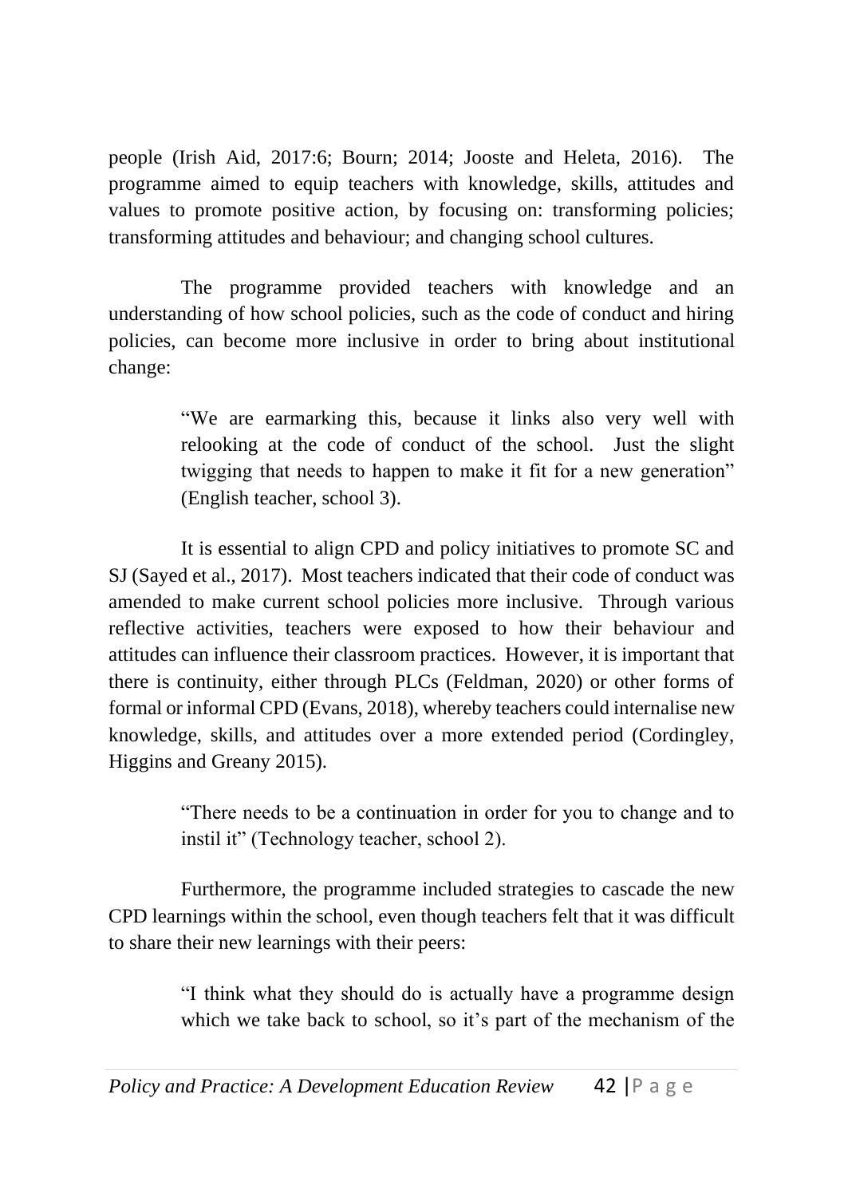people (Irish Aid, 2017:6; Bourn; 2014; Jooste and Heleta, 2016). The programme aimed to equip teachers with knowledge, skills, attitudes and values to promote positive action, by focusing on: transforming policies; transforming attitudes and behaviour; and changing school cultures.

The programme provided teachers with knowledge and an understanding of how school policies, such as the code of conduct and hiring policies, can become more inclusive in order to bring about institutional change:

> "We are earmarking this, because it links also very well with relooking at the code of conduct of the school. Just the slight twigging that needs to happen to make it fit for a new generation" (English teacher, school 3).

It is essential to align CPD and policy initiatives to promote SC and SJ (Sayed et al., 2017). Most teachers indicated that their code of conduct was amended to make current school policies more inclusive. Through various reflective activities, teachers were exposed to how their behaviour and attitudes can influence their classroom practices. However, it is important that there is continuity, either through PLCs (Feldman, 2020) or other forms of formal or informal CPD (Evans, 2018), whereby teachers could internalise new knowledge, skills, and attitudes over a more extended period (Cordingley, Higgins and Greany 2015).

> "There needs to be a continuation in order for you to change and to instil it" (Technology teacher, school 2).

Furthermore, the programme included strategies to cascade the new CPD learnings within the school, even though teachers felt that it was difficult to share their new learnings with their peers:

> "I think what they should do is actually have a programme design which we take back to school, so it's part of the mechanism of the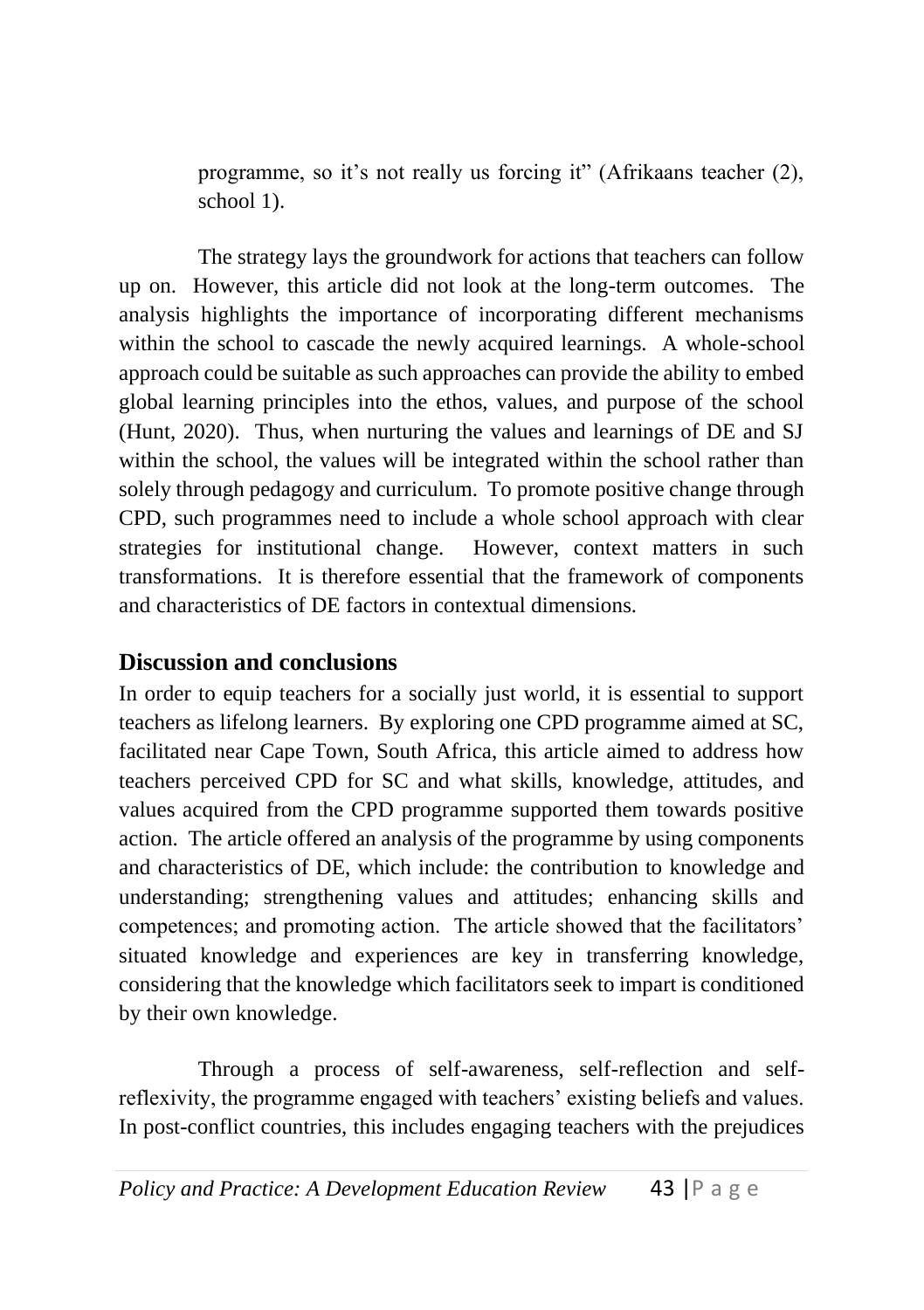> programme, so it's not really us forcing it" (Afrikaans teacher (2), school 1).

The strategy lays the groundwork for actions that teachers can follow up on. However, this article did not look at the long-term outcomes. The analysis highlights the importance of incorporating different mechanisms within the school to cascade the newly acquired learnings. A whole-school approach could be suitable as such approaches can provide the ability to embed global learning principles into the ethos, values, and purpose of the school (Hunt, 2020). Thus, when nurturing the values and learnings of DE and SJ within the school, the values will be integrated within the school rather than solely through pedagogy and curriculum. To promote positive change through CPD, such programmes need to include a whole school approach with clear strategies for institutional change. However, context matters in such transformations. It is therefore essential that the framework of components and characteristics of DE factors in contextual dimensions.

## Discussion and conclusions

In order to equip teachers for a socially just world, it is essential to support teachers as lifelong learners. By exploring one CPD programme aimed at SC, facilitated near Cape Town, South Africa, this article aimed to address how teachers perceived CPD for SC and what skills, knowledge, attitudes, and values acquired from the CPD programme supported them towards positive action. The article offered an analysis of the programme by using components and characteristics of DE, which include: the contribution to knowledge and understanding; strengthening values and attitudes; enhancing skills and competences; and promoting action. The article showed that the facilitators' situated knowledge and experiences are key in transferring knowledge, considering that the knowledge which facilitators seek to impart is conditioned by their own knowledge.

Through a process of self-awareness, self-reflection and self-reflexivity, the programme engaged with teachers' existing beliefs and values. In post-conflict countries, this includes engaging teachers with the prejudices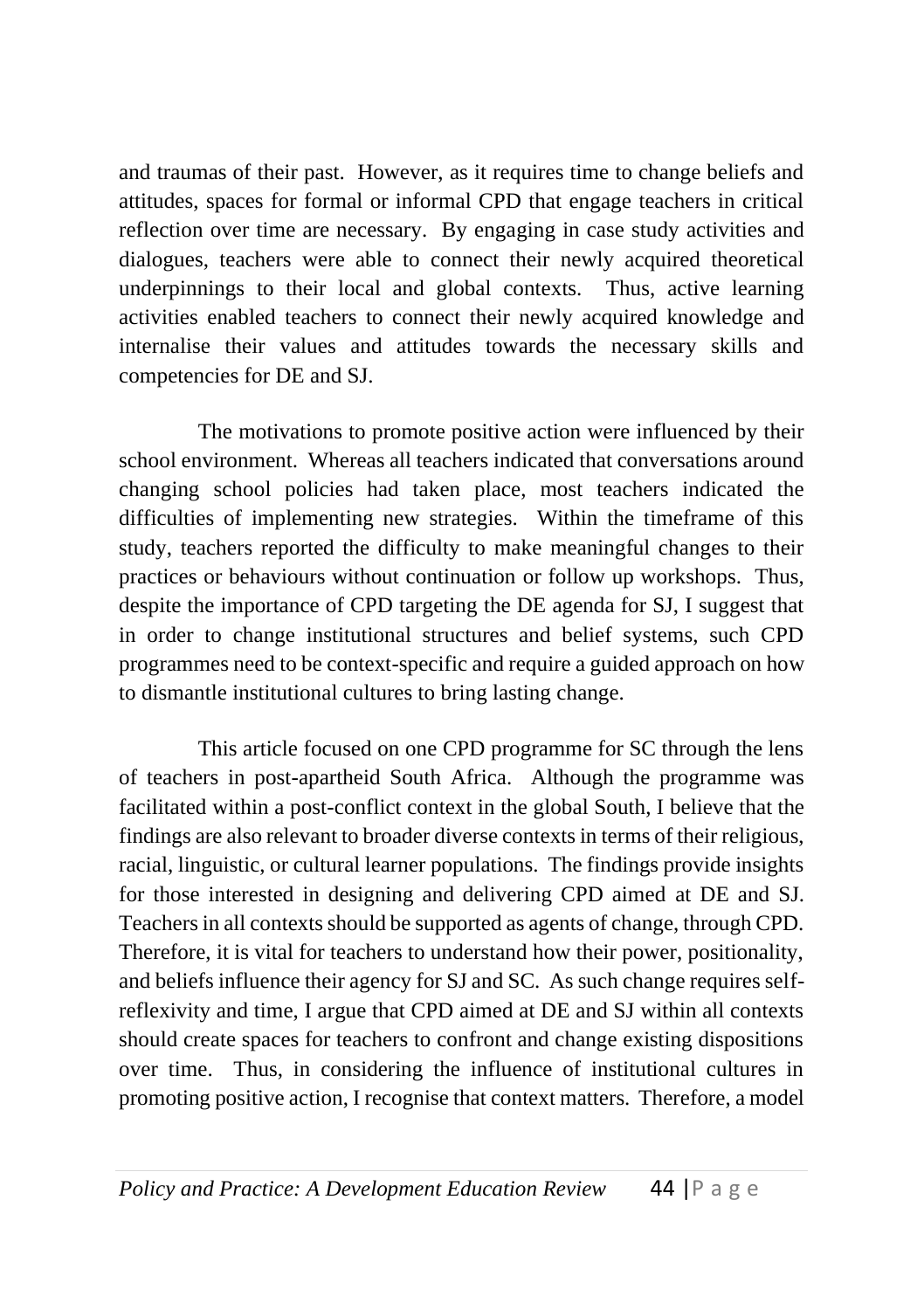and traumas of their past. However, as it requires time to change beliefs and attitudes, spaces for formal or informal CPD that engage teachers in critical reflection over time are necessary. By engaging in case study activities and dialogues, teachers were able to connect their newly acquired theoretical underpinnings to their local and global contexts. Thus, active learning activities enabled teachers to connect their newly acquired knowledge and internalise their values and attitudes towards the necessary skills and competencies for DE and SJ.

The motivations to promote positive action were influenced by their school environment. Whereas all teachers indicated that conversations around changing school policies had taken place, most teachers indicated the difficulties of implementing new strategies. Within the timeframe of this study, teachers reported the difficulty to make meaningful changes to their practices or behaviours without continuation or follow up workshops. Thus, despite the importance of CPD targeting the DE agenda for SJ, I suggest that in order to change institutional structures and belief systems, such CPD programmes need to be context-specific and require a guided approach on how to dismantle institutional cultures to bring lasting change.

This article focused on one CPD programme for SC through the lens of teachers in post-apartheid South Africa. Although the programme was facilitated within a post-conflict context in the global South, I believe that the findings are also relevant to broader diverse contexts in terms of their religious, racial, linguistic, or cultural learner populations. The findings provide insights for those interested in designing and delivering CPD aimed at DE and SJ. Teachers in all contexts should be supported as agents of change, through CPD. Therefore, it is vital for teachers to understand how their power, positionality, and beliefs influence their agency for SJ and SC. As such change requires self-reflexivity and time, I argue that CPD aimed at DE and SJ within all contexts should create spaces for teachers to confront and change existing dispositions over time. Thus, in considering the influence of institutional cultures in promoting positive action, I recognise that context matters. Therefore, a model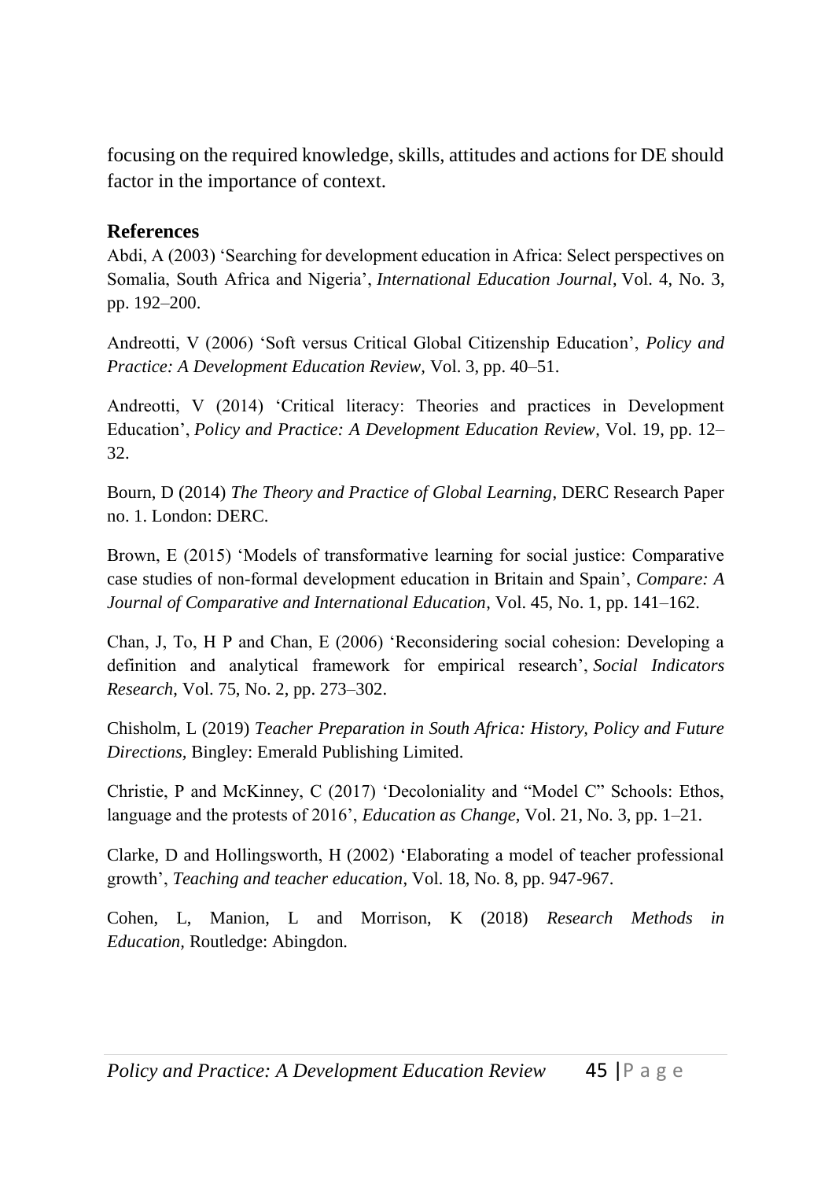focusing on the required knowledge, skills, attitudes and actions for DE should factor in the importance of context.

## References

Abdi, A (2003) 'Searching for development education in Africa: Select perspectives on Somalia, South Africa and Nigeria', *International Education Journal*, Vol. 4, No. 3, pp. 192–200.

Andreotti, V (2006) 'Soft versus Critical Global Citizenship Education', *Policy and Practice: A Development Education Review*, Vol. 3, pp. 40–51.

Andreotti, V (2014) 'Critical literacy: Theories and practices in Development Education', *Policy and Practice: A Development Education Review*, Vol. 19, pp. 12–32.

Bourn, D (2014) *The Theory and Practice of Global Learning*, DERC Research Paper no. 1. London: DERC.

Brown, E (2015) 'Models of transformative learning for social justice: Comparative case studies of non-formal development education in Britain and Spain', *Compare: A Journal of Comparative and International Education*, Vol. 45, No. 1, pp. 141–162.

Chan, J, To, H P and Chan, E (2006) 'Reconsidering social cohesion: Developing a definition and analytical framework for empirical research', *Social Indicators Research*, Vol. 75, No. 2, pp. 273–302.

Chisholm, L (2019) *Teacher Preparation in South Africa: History, Policy and Future Directions,* Bingley: Emerald Publishing Limited.

Christie, P and McKinney, C (2017) 'Decoloniality and "Model C" Schools: Ethos, language and the protests of 2016', *Education as Change*, Vol. 21, No. 3, pp. 1–21.

Clarke, D and Hollingsworth, H (2002) 'Elaborating a model of teacher professional growth', *Teaching and teacher education*, Vol. 18, No. 8, pp. 947-967.

Cohen, L, Manion, L and Morrison, K (2018) *Research Methods in Education,* Routledge: Abingdon.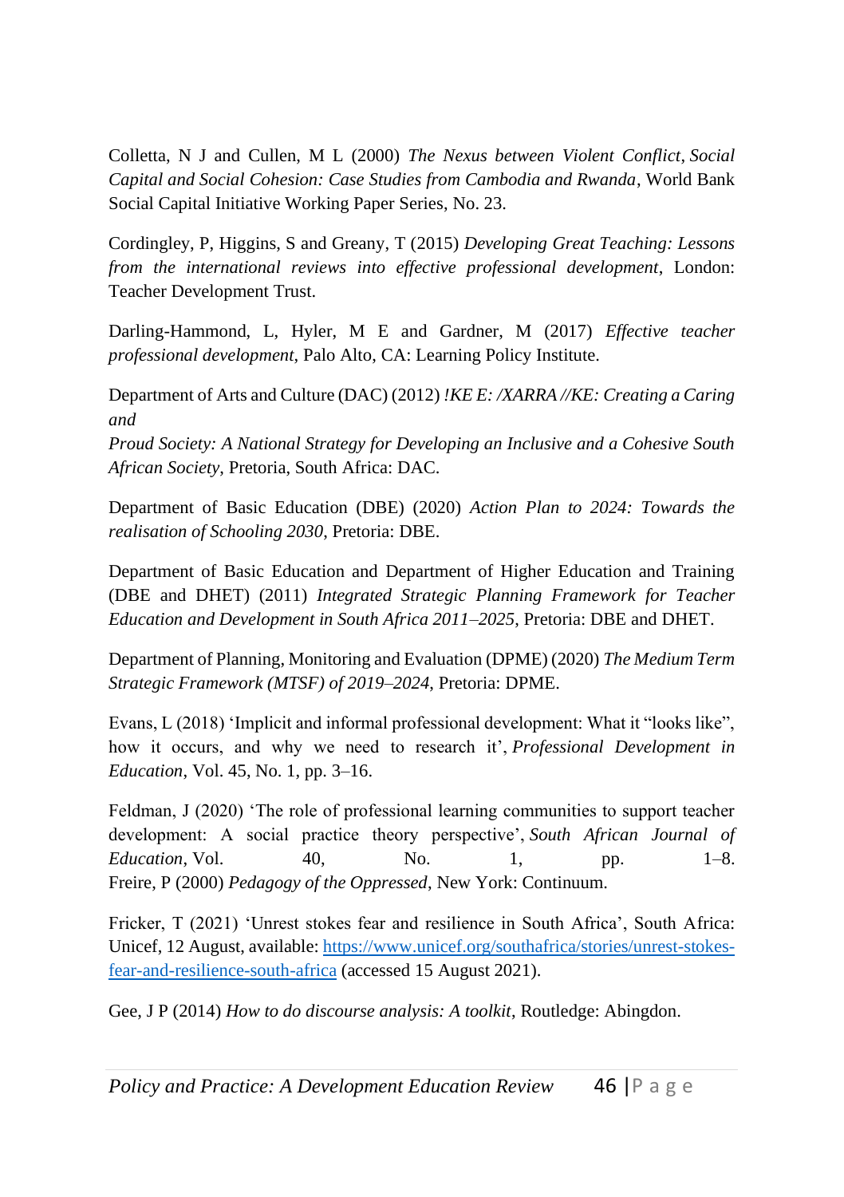Colletta, N J and Cullen, M L (2000) *The Nexus between Violent Conflict, Social Capital and Social Cohesion: Case Studies from Cambodia and Rwanda*, World Bank Social Capital Initiative Working Paper Series, No. 23.

Cordingley, P, Higgins, S and Greany, T (2015) *Developing Great Teaching: Lessons from the international reviews into effective professional development*, London: Teacher Development Trust.

Darling-Hammond, L, Hyler, M E and Gardner, M (2017) *Effective teacher professional development*, Palo Alto, CA: Learning Policy Institute.

Department of Arts and Culture (DAC) (2012) *!KE E: /XARRA //KE: Creating a Caring and Proud Society: A National Strategy for Developing an Inclusive and a Cohesive South African Society*, Pretoria, South Africa: DAC.

Department of Basic Education (DBE) (2020) *Action Plan to 2024: Towards the realisation of Schooling 2030*, Pretoria: DBE.

Department of Basic Education and Department of Higher Education and Training (DBE and DHET) (2011) *Integrated Strategic Planning Framework for Teacher Education and Development in South Africa 2011–2025*, Pretoria: DBE and DHET.

Department of Planning, Monitoring and Evaluation (DPME) (2020) *The Medium Term Strategic Framework (MTSF) of 2019–2024*, Pretoria: DPME.

Evans, L (2018) 'Implicit and informal professional development: What it "looks like", how it occurs, and why we need to research it', *Professional Development in Education*, Vol. 45, No. 1, pp. 3–16.

Feldman, J (2020) 'The role of professional learning communities to support teacher development: A social practice theory perspective', *South African Journal of Education*, Vol. 40, No. 1, pp. 1–8.

Freire, P (2000) *Pedagogy of the Oppressed*, New York: Continuum.

Fricker, T (2021) 'Unrest stokes fear and resilience in South Africa', South Africa: Unicef, 12 August, available: https://www.unicef.org/southafrica/stories/unrest-stokes-fear-and-resilience-south-africa (accessed 15 August 2021).

Gee, J P (2014) *How to do discourse analysis: A toolkit*, Routledge: Abingdon.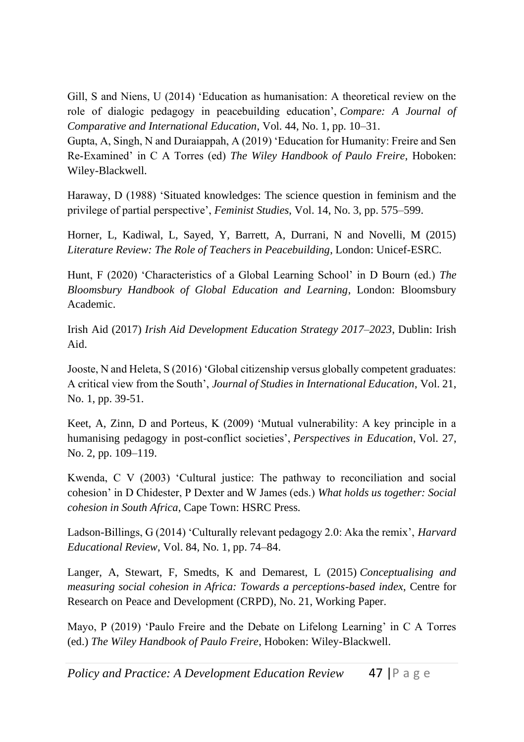Gill, S and Niens, U (2014) 'Education as humanisation: A theoretical review on the role of dialogic pedagogy in peacebuilding education', *Compare: A Journal of Comparative and International Education*, Vol. 44, No. 1, pp. 10–31.

Gupta, A, Singh, N and Duraiappah, A (2019) 'Education for Humanity: Freire and Sen Re-Examined' in C A Torres (ed) *The Wiley Handbook of Paulo Freire*, Hoboken: Wiley-Blackwell.

Haraway, D (1988) 'Situated knowledges: The science question in feminism and the privilege of partial perspective', *Feminist Studies*, Vol. 14, No. 3, pp. 575–599.

Horner, L, Kadiwal, L, Sayed, Y, Barrett, A, Durrani, N and Novelli, M (2015) *Literature Review: The Role of Teachers in Peacebuilding*, London: Unicef-ESRC.

Hunt, F (2020) 'Characteristics of a Global Learning School' in D Bourn (ed.) *The Bloomsbury Handbook of Global Education and Learning*, London: Bloomsbury Academic.

Irish Aid (2017) *Irish Aid Development Education Strategy 2017–2023*, Dublin: Irish Aid.

Jooste, N and Heleta, S (2016) 'Global citizenship versus globally competent graduates: A critical view from the South', *Journal of Studies in International Education*, Vol. 21, No. 1, pp. 39-51.

Keet, A, Zinn, D and Porteus, K (2009) 'Mutual vulnerability: A key principle in a humanising pedagogy in post-conflict societies', *Perspectives in Education*, Vol. 27, No. 2, pp. 109–119.

Kwenda, C V (2003) 'Cultural justice: The pathway to reconciliation and social cohesion' in D Chidester, P Dexter and W James (eds.) *What holds us together: Social cohesion in South Africa*, Cape Town: HSRC Press.

Ladson-Billings, G (2014) 'Culturally relevant pedagogy 2.0: Aka the remix', *Harvard Educational Review*, Vol. 84, No. 1, pp. 74–84.

Langer, A, Stewart, F, Smedts, K and Demarest, L (2015) *Conceptualising and measuring social cohesion in Africa: Towards a perceptions-based index*, Centre for Research on Peace and Development (CRPD), No. 21, Working Paper.

Mayo, P (2019) 'Paulo Freire and the Debate on Lifelong Learning' in C A Torres (ed.) *The Wiley Handbook of Paulo Freire*, Hoboken: Wiley-Blackwell.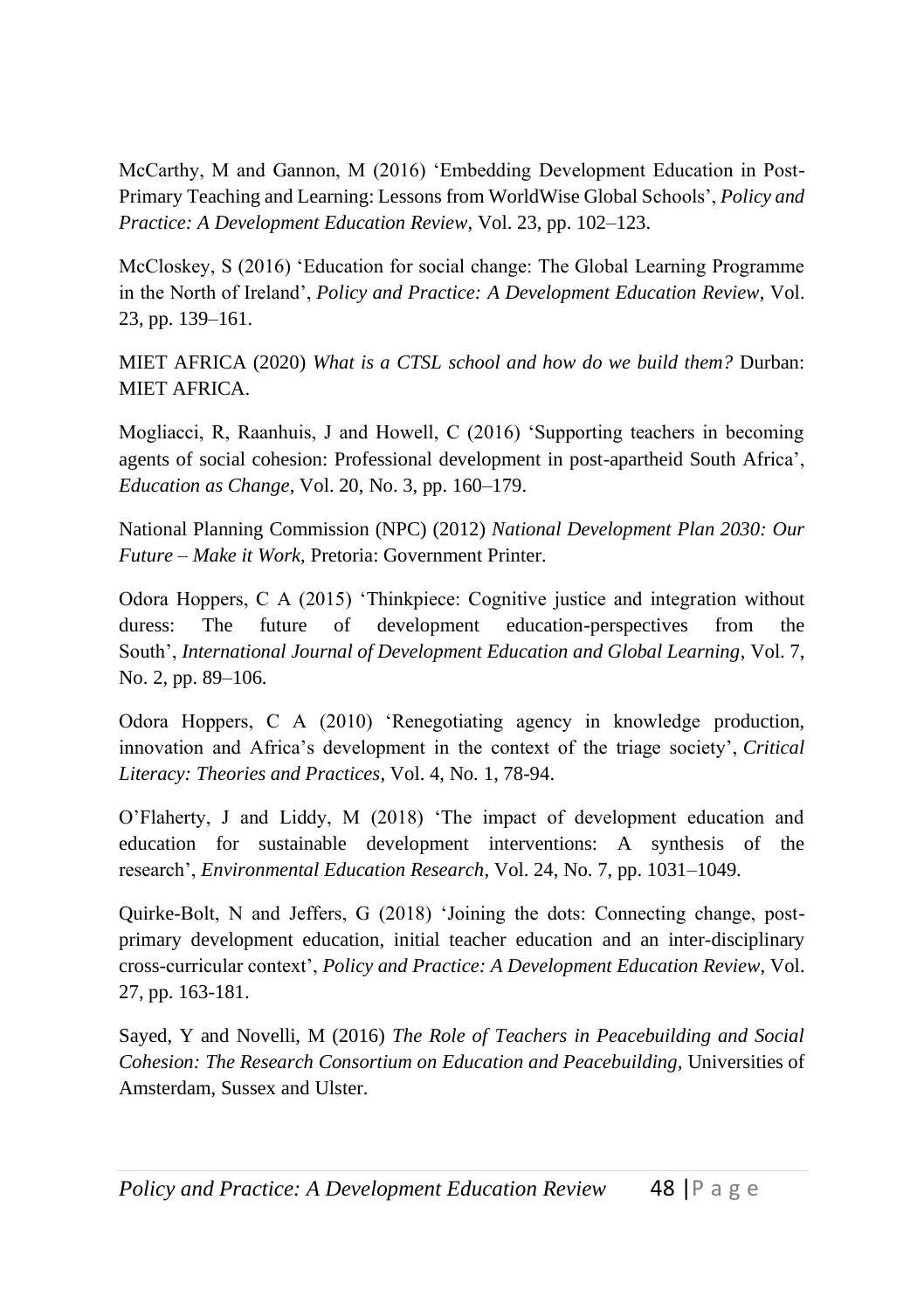McCarthy, M and Gannon, M (2016) 'Embedding Development Education in Post-Primary Teaching and Learning: Lessons from WorldWise Global Schools', *Policy and Practice: A Development Education Review*, Vol. 23, pp. 102–123.

McCloskey, S (2016) 'Education for social change: The Global Learning Programme in the North of Ireland', *Policy and Practice: A Development Education Review*, Vol. 23, pp. 139–161.

MIET AFRICA (2020) *What is a CTSL school and how do we build them?* Durban: MIET AFRICA.

Mogliacci, R, Raanhuis, J and Howell, C (2016) 'Supporting teachers in becoming agents of social cohesion: Professional development in post-apartheid South Africa', *Education as Change*, Vol. 20, No. 3, pp. 160–179.

National Planning Commission (NPC) (2012) *National Development Plan 2030: Our Future – Make it Work*, Pretoria: Government Printer.

Odora Hoppers, C A (2015) 'Thinkpiece: Cognitive justice and integration without duress: The future of development education-perspectives from the South', *International Journal of Development Education and Global Learning*, Vol. 7, No. 2, pp. 89–106.

Odora Hoppers, C A (2010) 'Renegotiating agency in knowledge production, innovation and Africa's development in the context of the triage society', *Critical Literacy: Theories and Practices*, Vol. 4, No. 1, 78-94.

O'Flaherty, J and Liddy, M (2018) 'The impact of development education and education for sustainable development interventions: A synthesis of the research', *Environmental Education Research*, Vol. 24, No. 7, pp. 1031–1049.

Quirke-Bolt, N and Jeffers, G (2018) 'Joining the dots: Connecting change, post-primary development education, initial teacher education and an inter-disciplinary cross-curricular context', *Policy and Practice: A Development Education Review*, Vol. 27, pp. 163-181.

Sayed, Y and Novelli, M (2016) *The Role of Teachers in Peacebuilding and Social Cohesion: The Research Consortium on Education and Peacebuilding,* Universities of Amsterdam, Sussex and Ulster.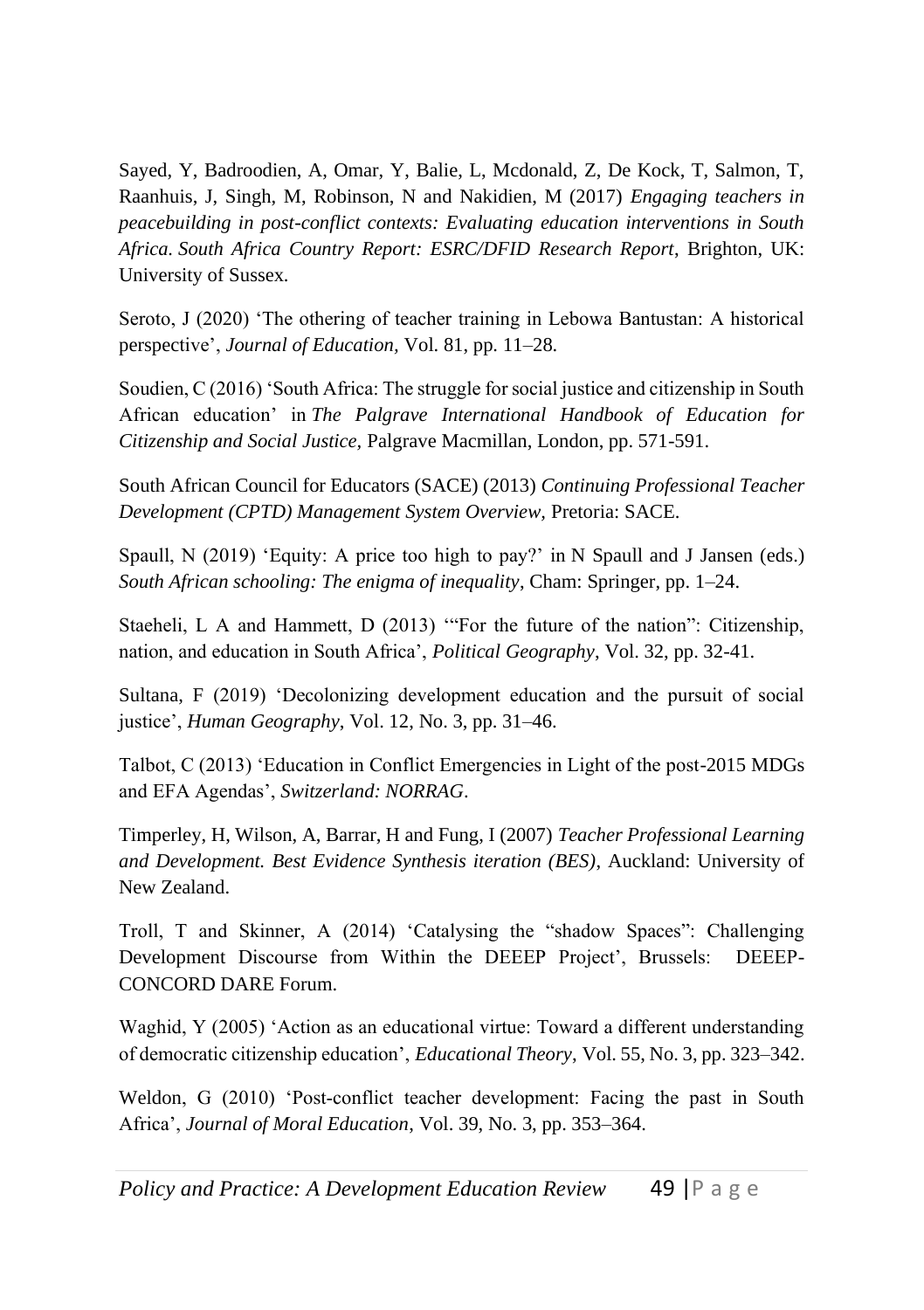Sayed, Y, Badroodien, A, Omar, Y, Balie, L, Mcdonald, Z, De Kock, T, Salmon, T, Raanhuis, J, Singh, M, Robinson, N and Nakidien, M (2017) *Engaging teachers in peacebuilding in post-conflict contexts: Evaluating education interventions in South Africa. South Africa Country Report: ESRC/DFID Research Report*, Brighton, UK: University of Sussex.

Seroto, J (2020) 'The othering of teacher training in Lebowa Bantustan: A historical perspective', *Journal of Education*, Vol. 81, pp. 11–28.

Soudien, C (2016) 'South Africa: The struggle for social justice and citizenship in South African education' in *The Palgrave International Handbook of Education for Citizenship and Social Justice*, Palgrave Macmillan, London, pp. 571-591.

South African Council for Educators (SACE) (2013) *Continuing Professional Teacher Development (CPTD) Management System Overview*, Pretoria: SACE.

Spaull, N (2019) 'Equity: A price too high to pay?' in N Spaull and J Jansen (eds.) *South African schooling: The enigma of inequality*, Cham: Springer, pp. 1–24.

Staeheli, L A and Hammett, D (2013) '"For the future of the nation": Citizenship, nation, and education in South Africa', *Political Geography*, Vol. 32, pp. 32-41.

Sultana, F (2019) 'Decolonizing development education and the pursuit of social justice', *Human Geography*, Vol. 12, No. 3, pp. 31–46.

Talbot, C (2013) 'Education in Conflict Emergencies in Light of the post-2015 MDGs and EFA Agendas', *Switzerland: NORRAG*.

Timperley, H, Wilson, A, Barrar, H and Fung, I (2007) *Teacher Professional Learning and Development. Best Evidence Synthesis iteration (BES)*, Auckland: University of New Zealand.

Troll, T and Skinner, A (2014) 'Catalysing the "shadow Spaces": Challenging Development Discourse from Within the DEEEP Project', Brussels: DEEEP-CONCORD DARE Forum.

Waghid, Y (2005) 'Action as an educational virtue: Toward a different understanding of democratic citizenship education', *Educational Theory*, Vol. 55, No. 3, pp. 323–342.

Weldon, G (2010) 'Post-conflict teacher development: Facing the past in South Africa', *Journal of Moral Education*, Vol. 39, No. 3, pp. 353–364.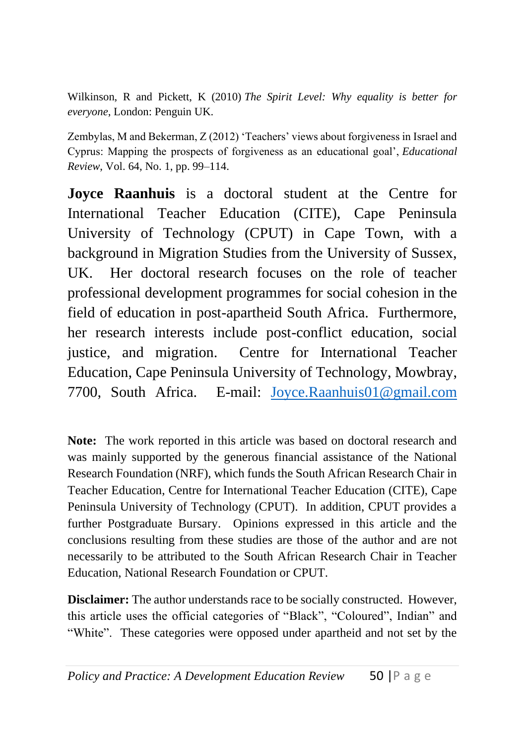Wilkinson, R and Pickett, K (2010) *The Spirit Level: Why equality is better for everyone*, London: Penguin UK.

Zembylas, M and Bekerman, Z (2012) 'Teachers' views about forgiveness in Israel and Cyprus: Mapping the prospects of forgiveness as an educational goal', *Educational Review*, Vol. 64, No. 1, pp. 99–114.

**Joyce Raanhuis** is a doctoral student at the Centre for International Teacher Education (CITE), Cape Peninsula University of Technology (CPUT) in Cape Town, with a background in Migration Studies from the University of Sussex, UK. Her doctoral research focuses on the role of teacher professional development programmes for social cohesion in the field of education in post-apartheid South Africa. Furthermore, her research interests include post-conflict education, social justice, and migration. Centre for International Teacher Education, Cape Peninsula University of Technology, Mowbray, 7700, South Africa. E-mail: Joyce.Raanhuis01@gmail.com

**Note:** The work reported in this article was based on doctoral research and was mainly supported by the generous financial assistance of the National Research Foundation (NRF), which funds the South African Research Chair in Teacher Education, Centre for International Teacher Education (CITE), Cape Peninsula University of Technology (CPUT). In addition, CPUT provides a further Postgraduate Bursary. Opinions expressed in this article and the conclusions resulting from these studies are those of the author and are not necessarily to be attributed to the South African Research Chair in Teacher Education, National Research Foundation or CPUT.

**Disclaimer:** The author understands race to be socially constructed. However, this article uses the official categories of "Black", "Coloured", Indian" and "White". These categories were opposed under apartheid and not set by the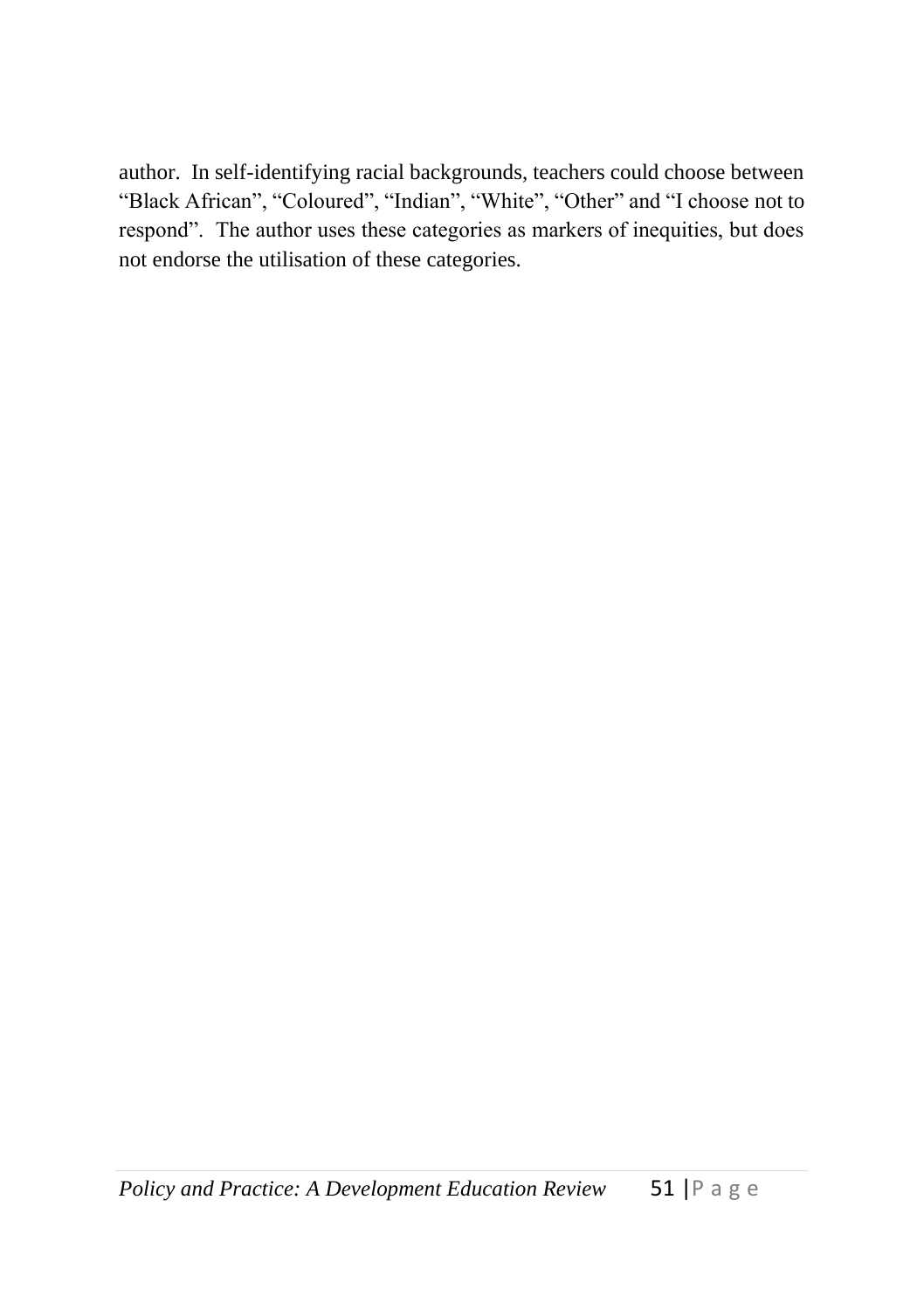author. In self-identifying racial backgrounds, teachers could choose between "Black African", "Coloured", "Indian", "White", "Other" and "I choose not to respond". The author uses these categories as markers of inequities, but does not endorse the utilisation of these categories.